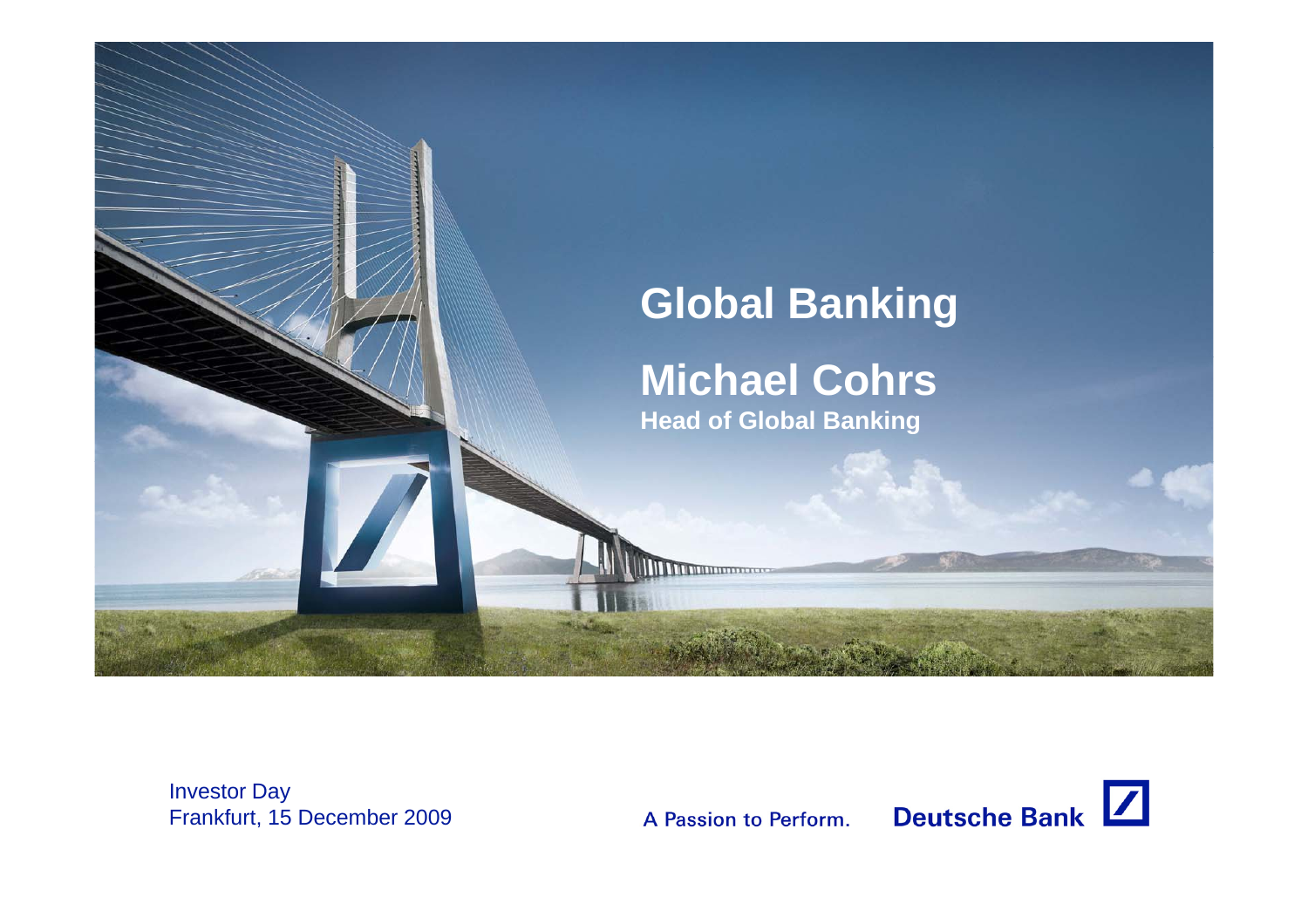# Global Banking

## Michael Cohrs

**Head of Global Banking**

Investor Day
Frankfurt, 15 December 2009

A Passion to Perform.

Deutsche Bank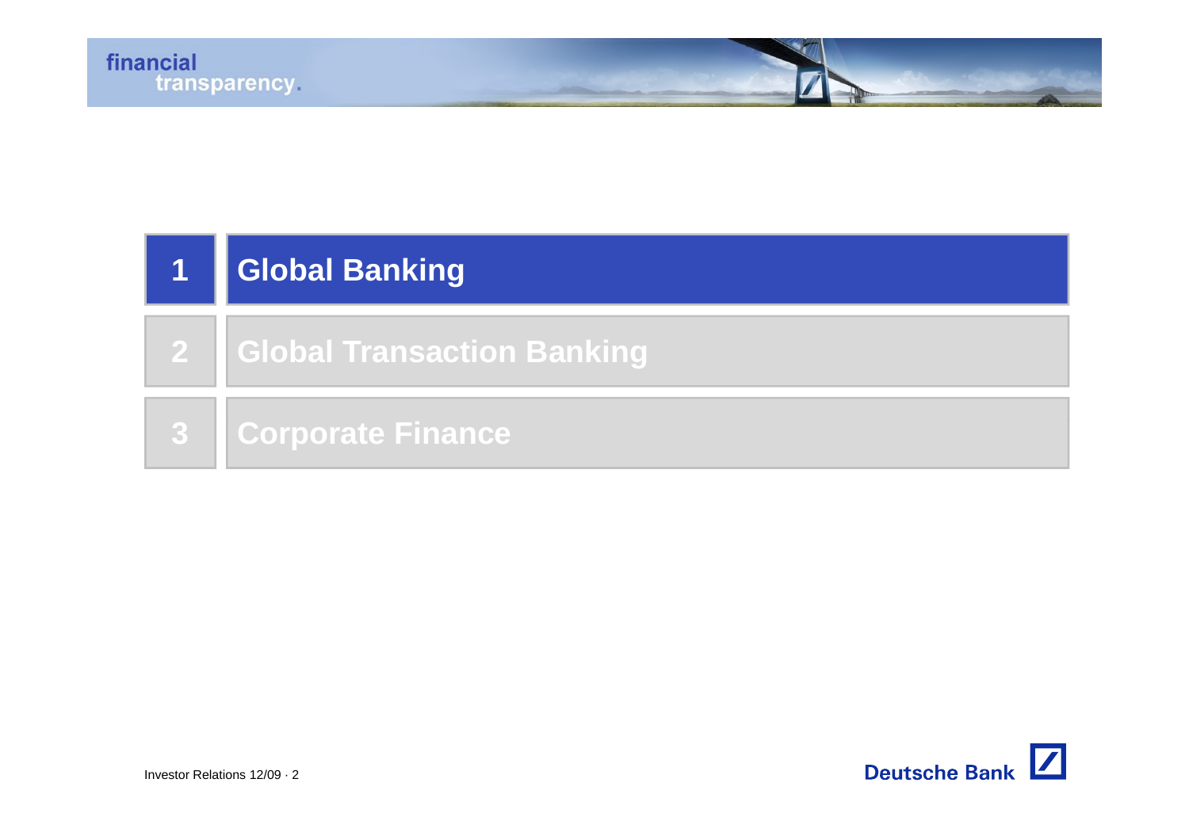1 **Global Banking**

2 Global Transaction Banking

3 Corporate Finance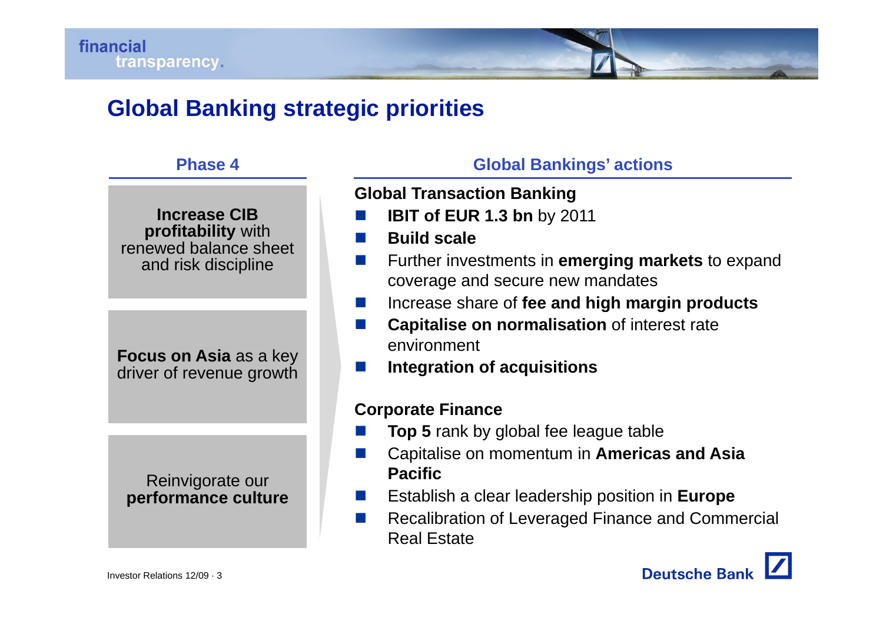# Global Banking strategic priorities

## Phase 4

**Increase CIB profitability** with renewed balance sheet and risk discipline

**Focus on Asia** as a key driver of revenue growth

Reinvigorate our **performance culture**

## Global Bankings' actions

**Global Transaction Banking**

- **IBIT of EUR 1.3 bn** by 2011
- **Build scale**
- Further investments in **emerging markets** to expand coverage and secure new mandates
- Increase share of **fee and high margin products**
- **Capitalise on normalisation** of interest rate environment
- **Integration of acquisitions**

**Corporate Finance**

- **Top 5** rank by global fee league table
- Capitalise on momentum in **Americas and Asia Pacific**
- Establish a clear leadership position in **Europe**
- Recalibration of Leveraged Finance and Commercial Real Estate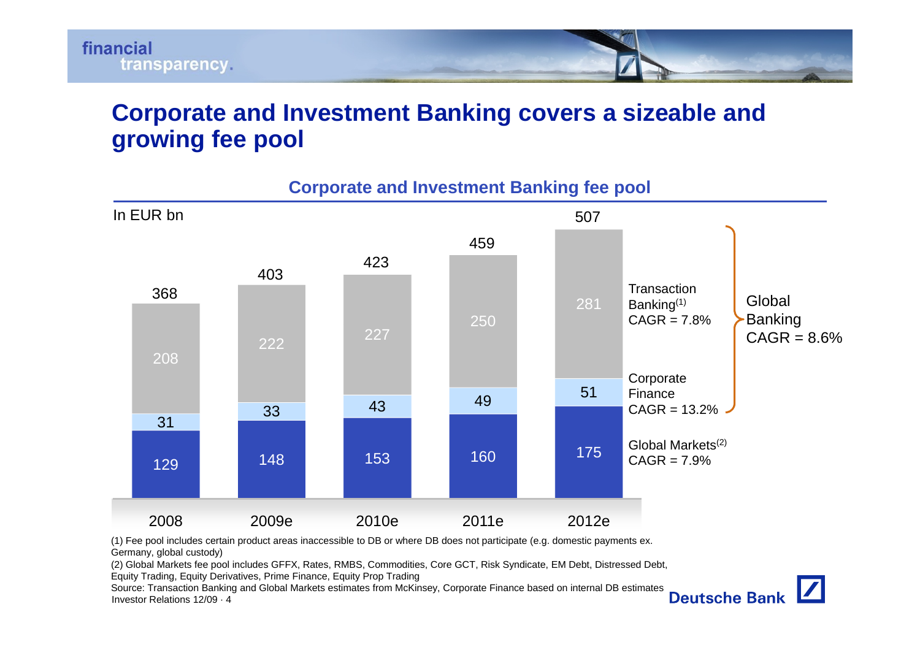# Corporate and Investment Banking covers a sizeable and growing fee pool

## Corporate and Investment Banking fee pool

In EUR bn

| | 2008 | 2009e | 2010e | 2011e | 2012e | CAGR |
|---|---|---|---|---|---|---|
| Transaction Banking[1] | 208 | 222 | 227 | 250 | 281 | 7.8% |
| Corporate Finance | 31 | 33 | 43 | 49 | 51 | 13.2% |
| Global Markets[2] | 129 | 148 | 153 | 160 | 175 | 7.9% |
| **Total** | 368 | 403 | 423 | 459 | 507 | |

Global Banking (Transaction Banking and Corporate Finance) CAGR = 8.6%

(1) Fee pool includes certain product areas inaccessible to DB or where DB does not participate (e.g. domestic payments ex. Germany, global custody)

(2) Global Markets fee pool includes GFFX, Rates, RMBS, Commodities, Core GCT, Risk Syndicate, EM Debt, Distressed Debt, Equity Trading, Equity Derivatives, Prime Finance, Equity Prop Trading

Source: Transaction Banking and Global Markets estimates from McKinsey, Corporate Finance based on internal DB estimates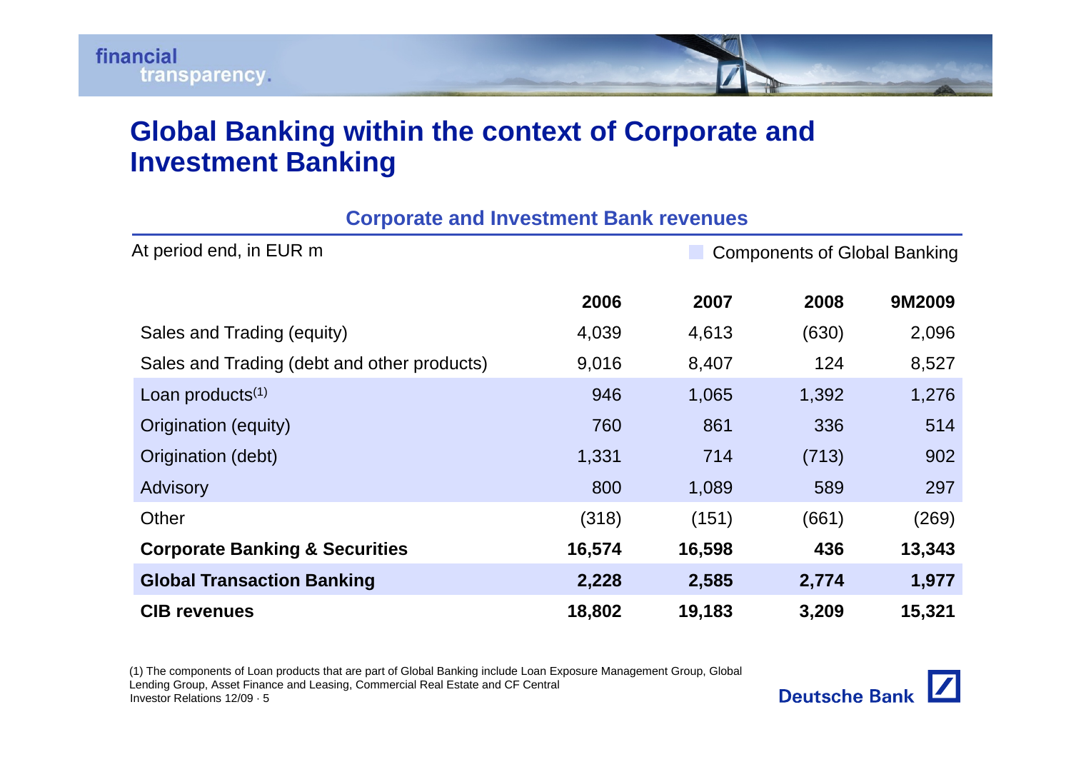# Global Banking within the context of Corporate and Investment Banking

## Corporate and Investment Bank revenues

At period end, in EUR m

Components of Global Banking

| | 2006 | 2007 | 2008 | 9M2009 |
|---|---|---|---|---|
| Sales and Trading (equity) | 4,039 | 4,613 | (630) | 2,096 |
| Sales and Trading (debt and other products) | 9,016 | 8,407 | 124 | 8,527 |
| Loan products[(1)] | 946 | 1,065 | 1,392 | 1,276 |
| Origination (equity) | 760 | 861 | 336 | 514 |
| Origination (debt) | 1,331 | 714 | (713) | 902 |
| Advisory | 800 | 1,089 | 589 | 297 |
| Other | (318) | (151) | (661) | (269) |
| **Corporate Banking & Securities** | **16,574** | **16,598** | **436** | **13,343** |
| **Global Transaction Banking** | **2,228** | **2,585** | **2,774** | **1,977** |
| **CIB revenues** | **18,802** | **19,183** | **3,209** | **15,321** |

(1) The components of Loan products that are part of Global Banking include Loan Exposure Management Group, Global Lending Group, Asset Finance and Leasing, Commercial Real Estate and CF Central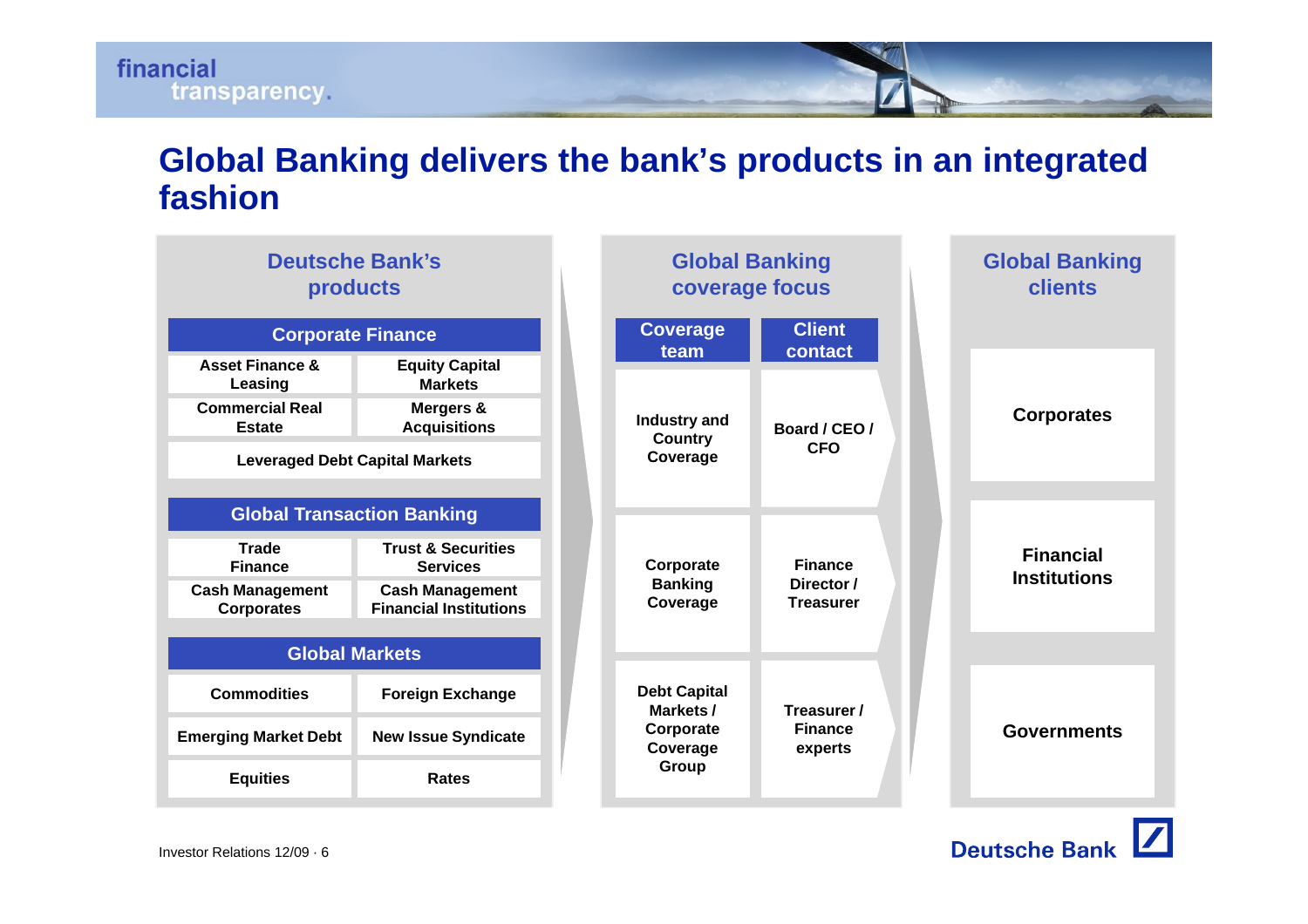# Global Banking delivers the bank's products in an integrated fashion

## Deutsche Bank's products

### Corporate Finance

| | |
|---|---|
| Asset Finance & Leasing | Equity Capital Markets |
| Commercial Real Estate | Mergers & Acquisitions |
| Leveraged Debt Capital Markets | |

### Global Transaction Banking

| | |
|---|---|
| Trade Finance | Trust & Securities Services |
| Cash Management Corporates | Cash Management Financial Institutions |

### Global Markets

| | |
|---|---|
| Commodities | Foreign Exchange |
| Emerging Market Debt | New Issue Syndicate |
| Equities | Rates |

## Global Banking coverage focus

| Coverage team | Client contact |
|---|---|
| Industry and Country Coverage | Board / CEO / CFO |
| Corporate Banking Coverage | Finance Director / Treasurer |
| Debt Capital Markets / Corporate Coverage Group | Treasurer / Finance experts |

## Global Banking clients

- Corporates
- Financial Institutions
- Governments

Investor Relations 12/09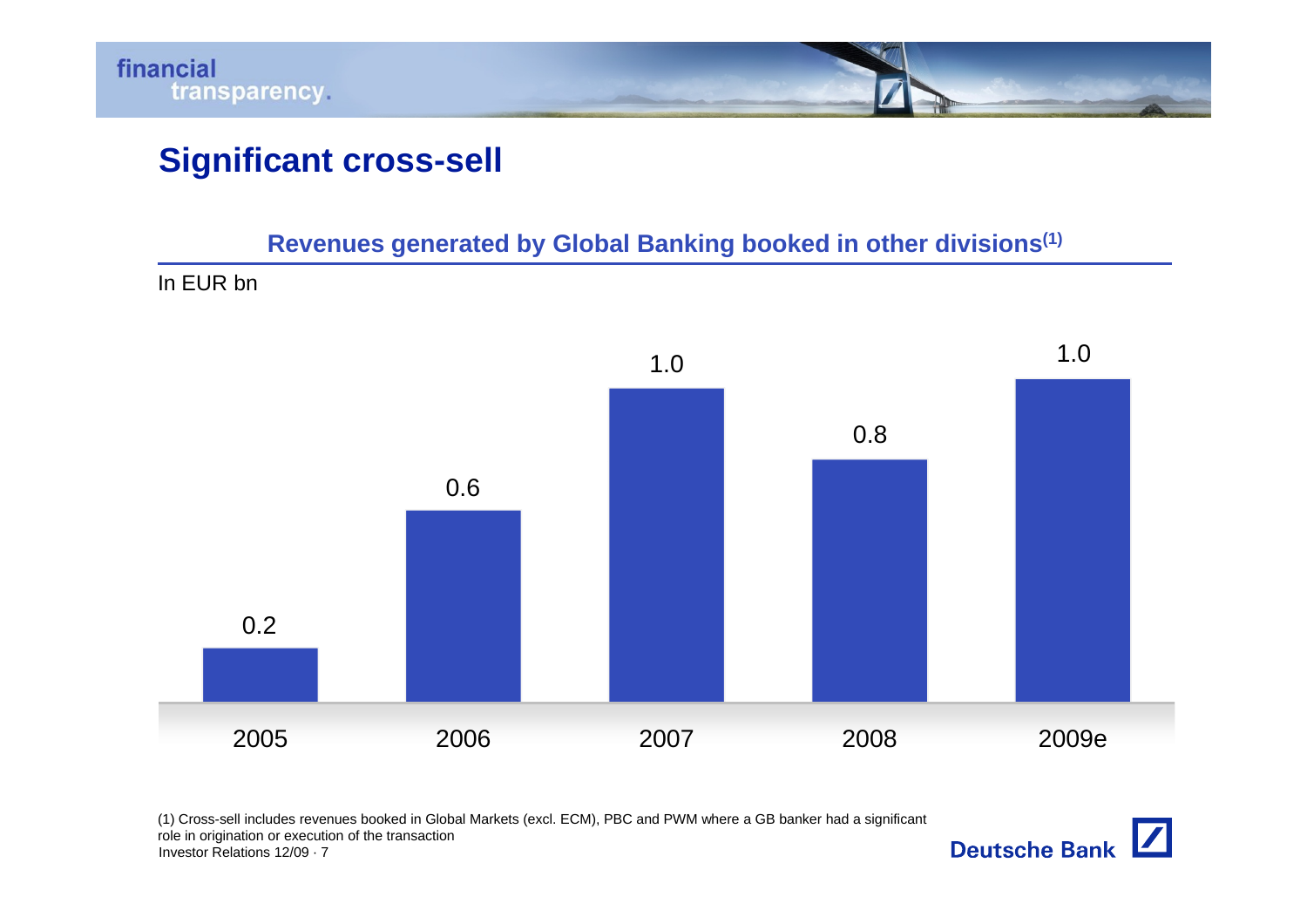## Significant cross-sell

### Revenues generated by Global Banking booked in other divisions[1]

In EUR bn

| 2005 | 2006 | 2007 | 2008 | 2009e |
|---|---|---|---|---|
| 0.2 | 0.6 | 1.0 | 0.8 | 1.0 |

(1) Cross-sell includes revenues booked in Global Markets (excl. ECM), PBC and PWM where a GB banker had a significant role in origination or execution of the transaction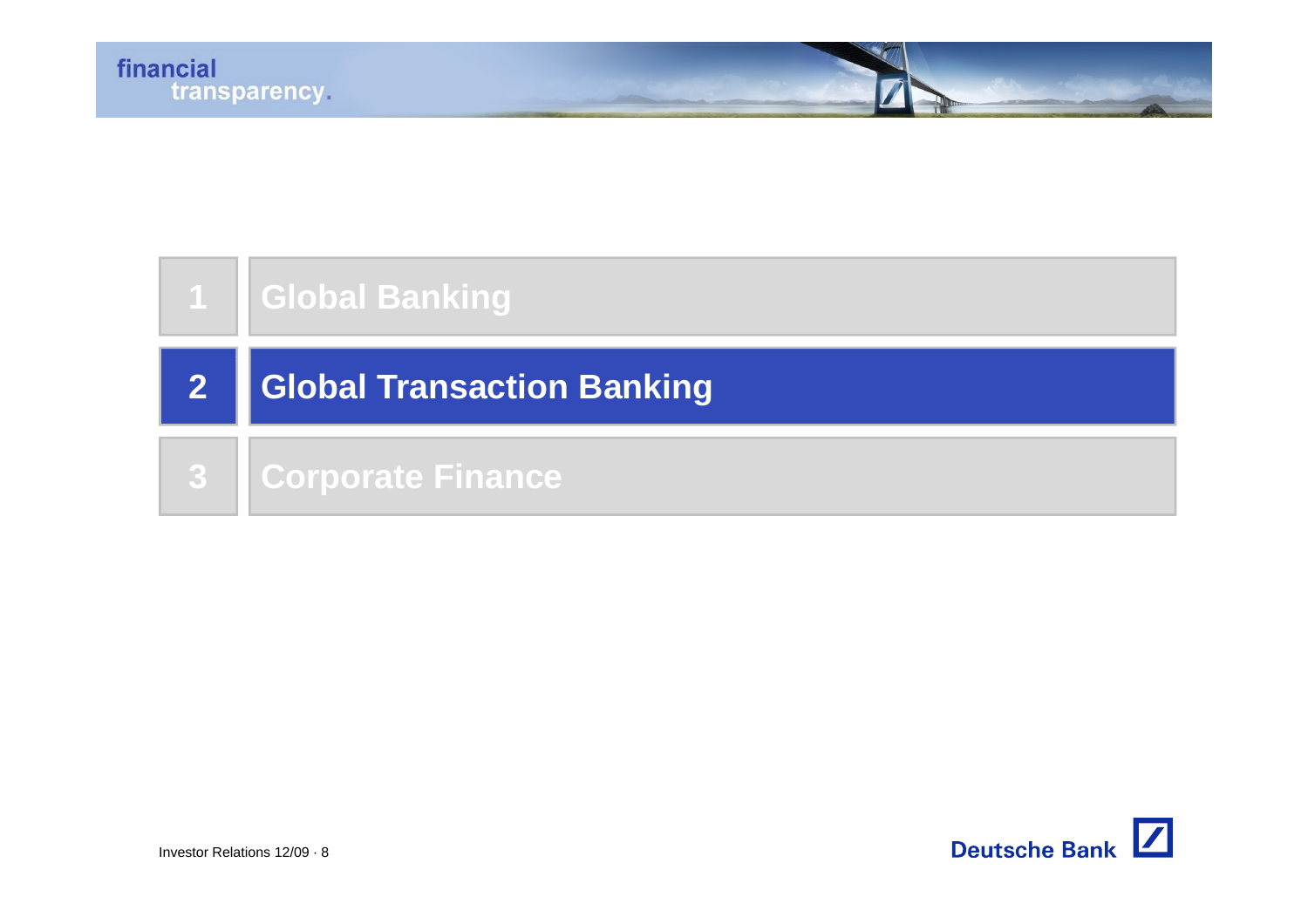1 Global Banking

## 2 Global Transaction Banking

3 Corporate Finance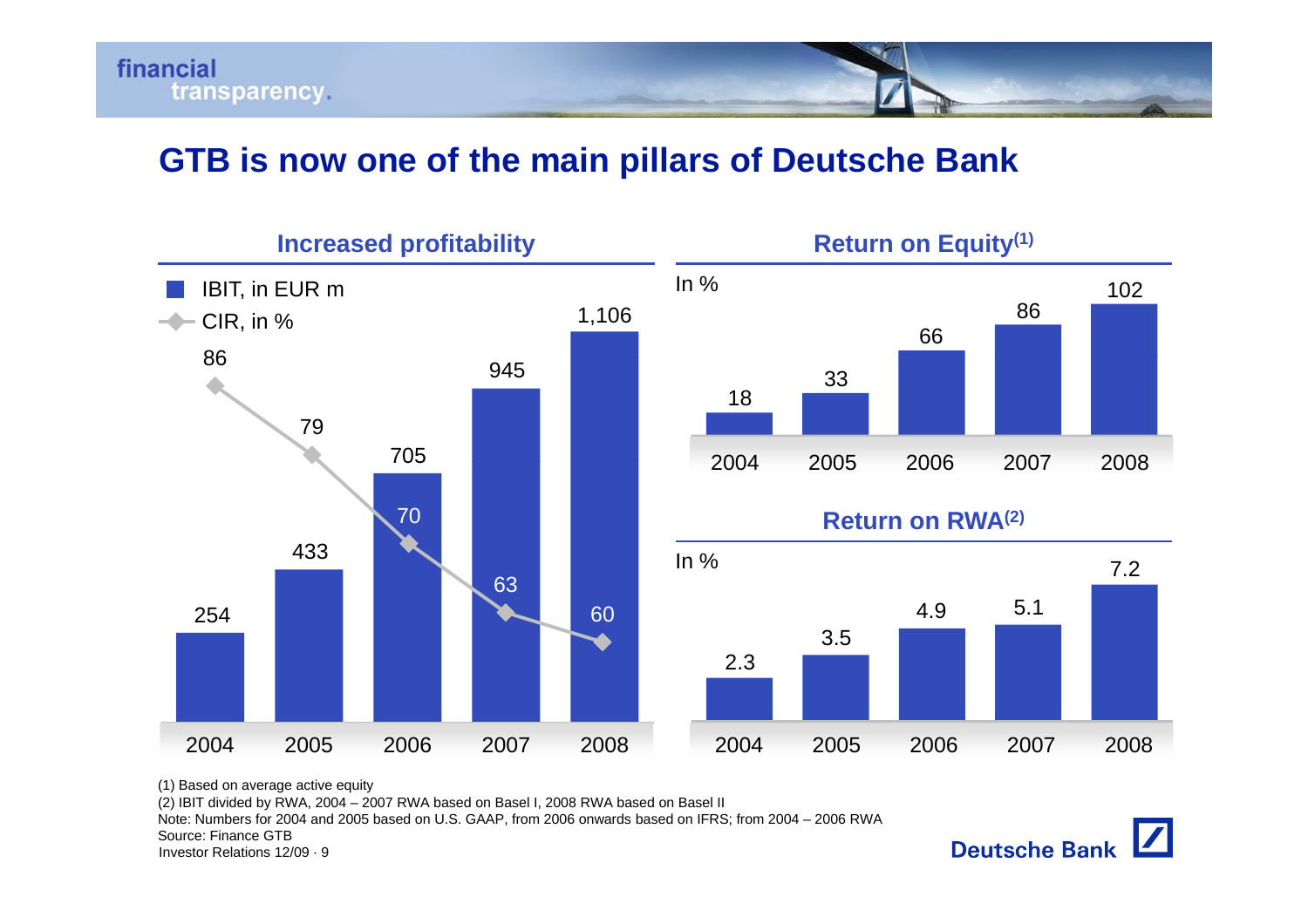# GTB is now one of the main pillars of Deutsche Bank

## Increased profitability

| | 2004 | 2005 | 2006 | 2007 | 2008 |
|---|---|---|---|---|---|
| IBIT, in EUR m | 254 | 433 | 705 | 945 | 1,106 |
| CIR, in % | 86 | 79 | 70 | 63 | 60 |

## Return on Equity[(1)]

In %

| 2004 | 2005 | 2006 | 2007 | 2008 |
|---|---|---|---|---|
| 18 | 33 | 66 | 86 | 102 |

## Return on RWA[(2)]

In %

| 2004 | 2005 | 2006 | 2007 | 2008 |
|---|---|---|---|---|
| 2.3 | 3.5 | 4.9 | 5.1 | 7.2 |

(1) Based on average active equity
(2) IBIT divided by RWA, 2004 – 2007 RWA based on Basel I, 2008 RWA based on Basel II
Note: Numbers for 2004 and 2005 based on U.S. GAAP, from 2006 onwards based on IFRS; from 2004 – 2006 RWA
Source: Finance GTB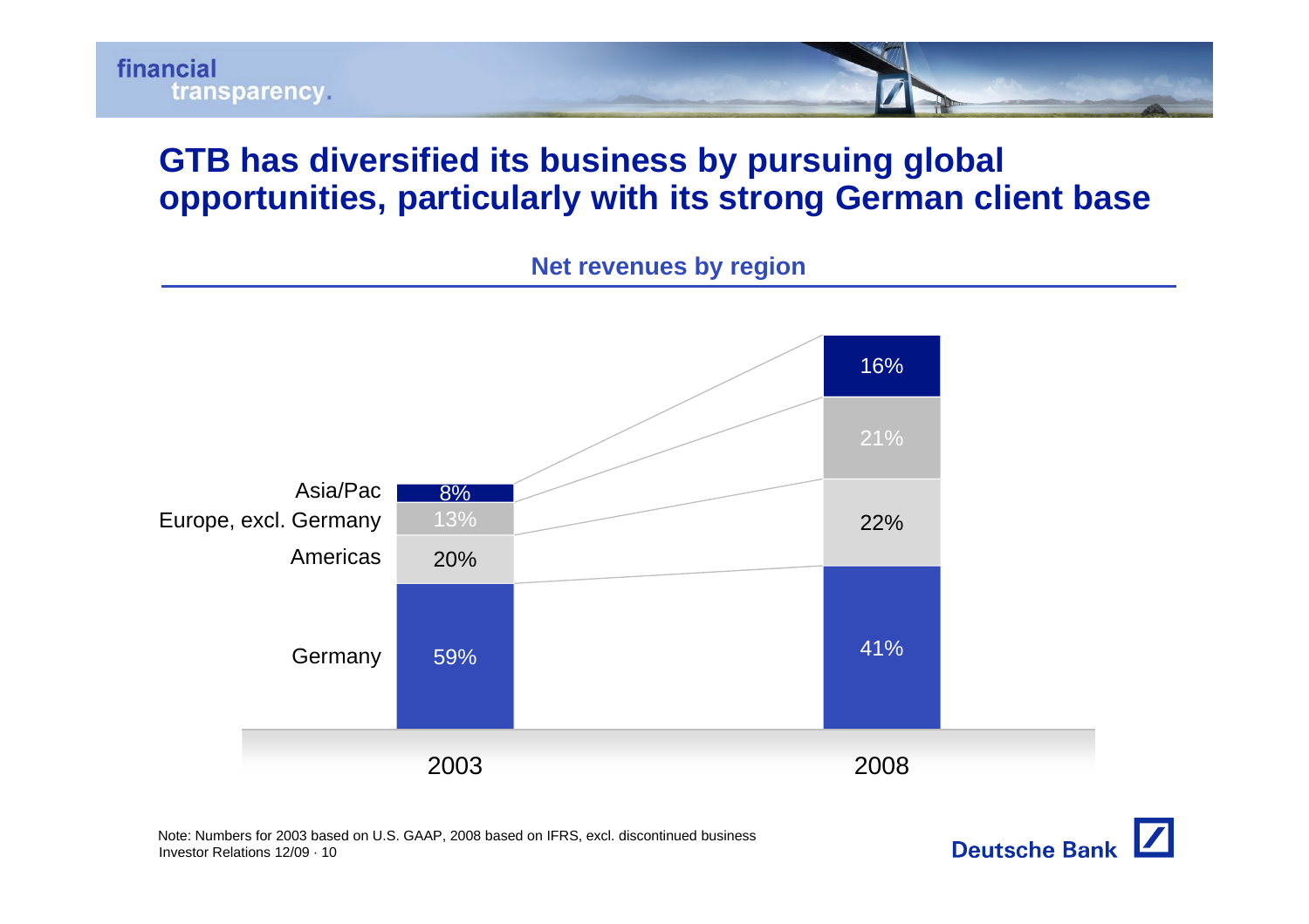# GTB has diversified its business by pursuing global opportunities, particularly with its strong German client base

## Net revenues by region

| Region | 2003 | 2008 |
| --- | --- | --- |
| Asia/Pac | 8% | 16% |
| Europe, excl. Germany | 13% | 21% |
| Americas | 20% | 22% |
| Germany | 59% | 41% |

Note: Numbers for 2003 based on U.S. GAAP, 2008 based on IFRS, excl. discontinued business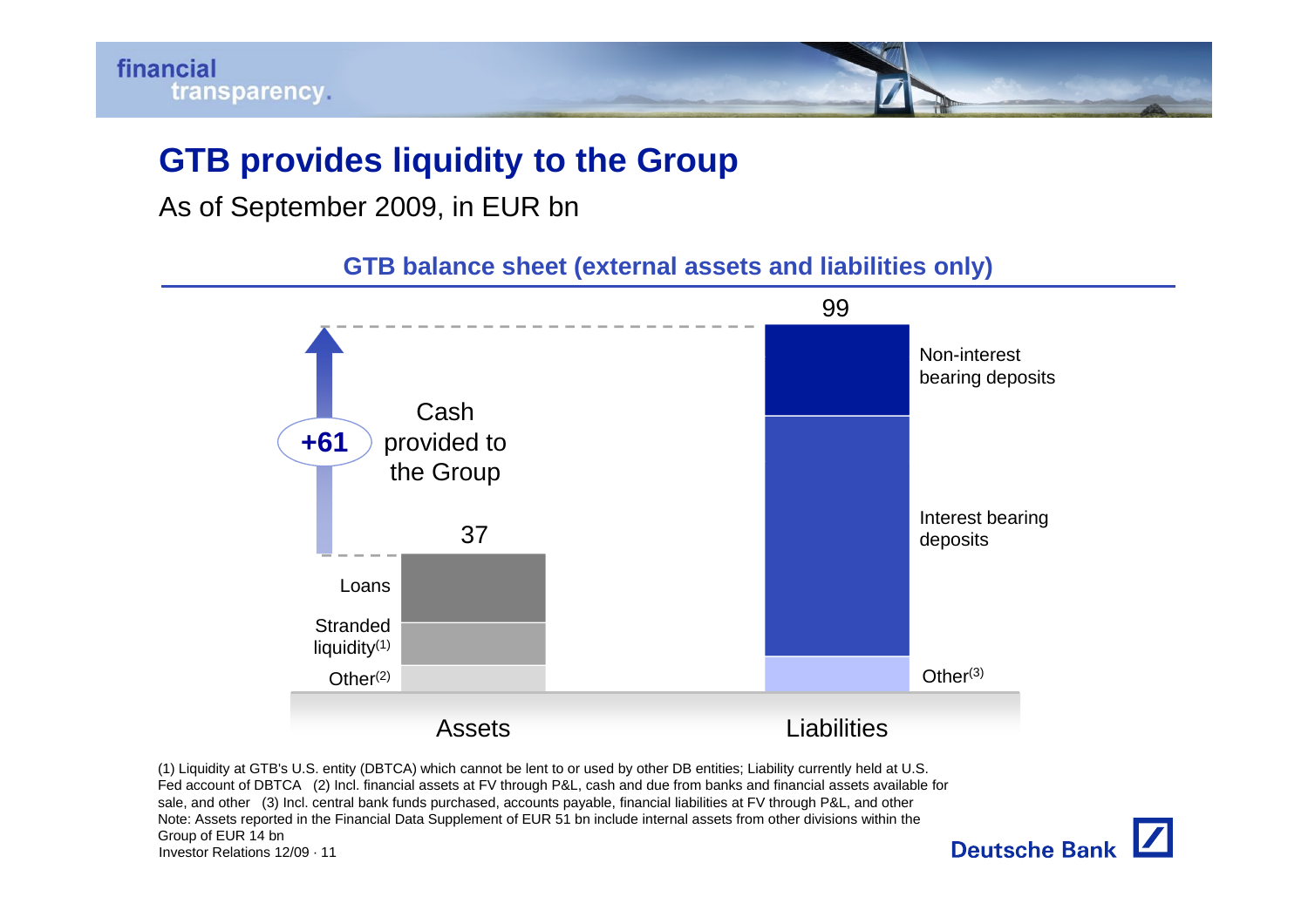# GTB provides liquidity to the Group

As of September 2009, in EUR bn

## GTB balance sheet (external assets and liabilities only)

| | Assets | Liabilities |
|---|---|---|
| Total | 37 | 99 |
| Components | Loans; Stranded liquidity(1); Other(2) | Non-interest bearing deposits; Interest bearing deposits; Other(3) |

+61 Cash provided to the Group

(1) Liquidity at GTB's U.S. entity (DBTCA) which cannot be lent to or used by other DB entities; Liability currently held at U.S. Fed account of DBTCA (2) Incl. financial assets at FV through P&L, cash and due from banks and financial assets available for sale, and other (3) Incl. central bank funds purchased, accounts payable, financial liabilities at FV through P&L, and other

Note: Assets reported in the Financial Data Supplement of EUR 51 bn include internal assets from other divisions within the Group of EUR 14 bn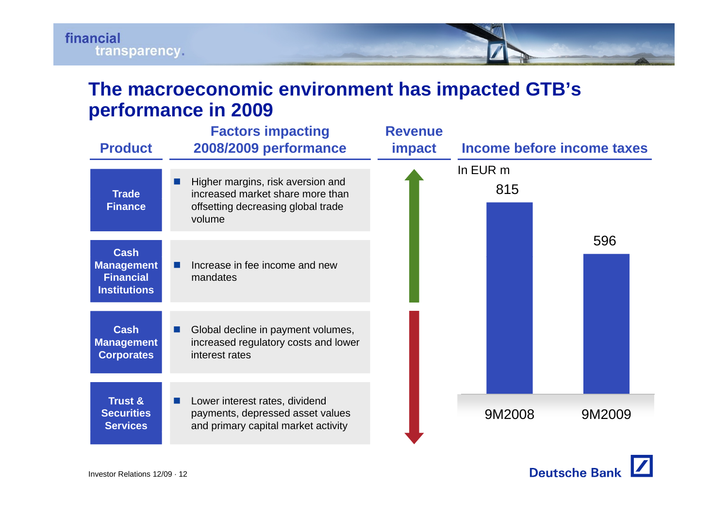# The macroeconomic environment has impacted GTB's performance in 2009

| Product | Factors impacting 2008/2009 performance | Revenue impact |
|---|---|---|
| Trade Finance | Higher margins, risk aversion and increased market share more than offsetting decreasing global trade volume | ↑ |
| Cash Management Financial Institutions | Increase in fee income and new mandates | ↑ |
| Cash Management Corporates | Global decline in payment volumes, increased regulatory costs and lower interest rates | ↓ |
| Trust & Securities Services | Lower interest rates, dividend payments, depressed asset values and primary capital market activity | ↓ |

**Income before income taxes**

In EUR m

| | 9M2008 | 9M2009 |
|---|---|---|
| Income before income taxes | 815 | 596 |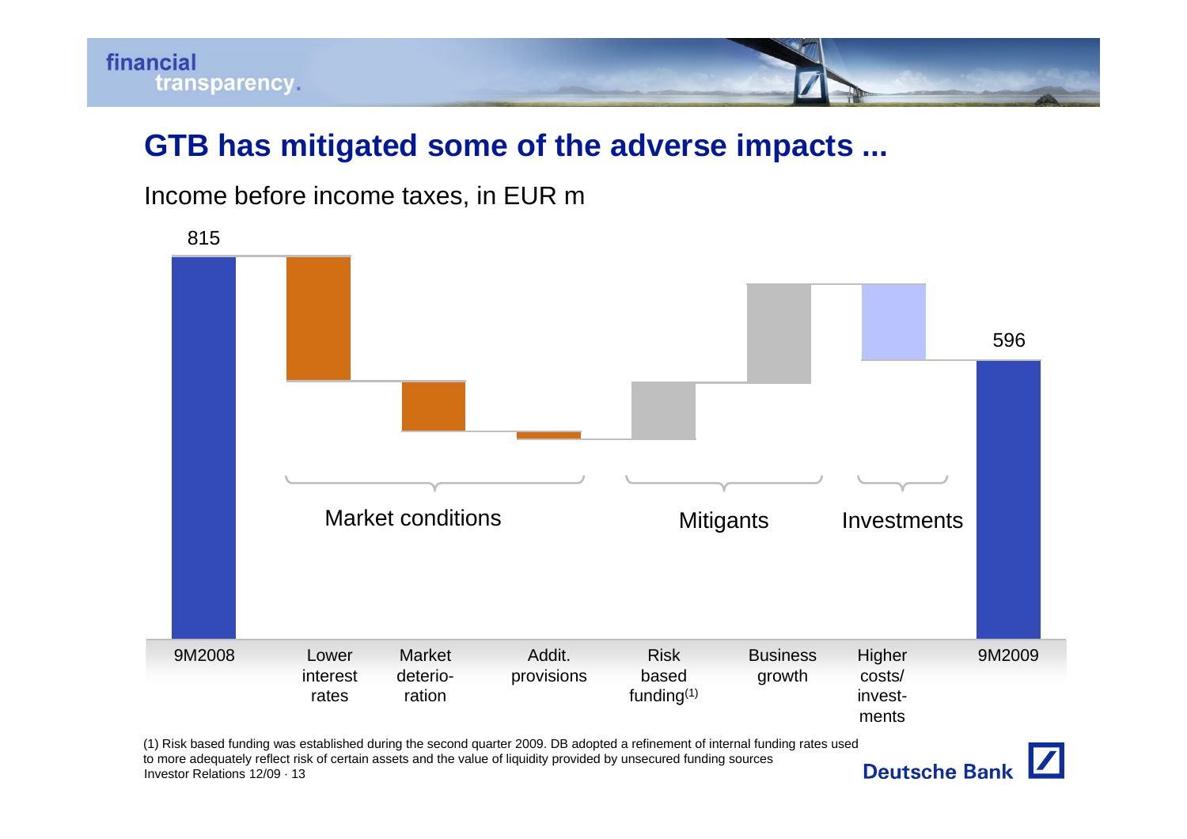## GTB has mitigated some of the adverse impacts ...

Income before income taxes, in EUR m

| 9M2008 | Lower interest rates | Market deterio-ration | Addit. provisions | Risk based funding[1] | Business growth | Higher costs/ invest-ments | 9M2009 |
|---|---|---|---|---|---|---|---|
| 815 | | | | | | | 596 |
| | Market conditions | | | Mitigants | | Investments | |

(1) Risk based funding was established during the second quarter 2009. DB adopted a refinement of internal funding rates used to more adequately reflect risk of certain assets and the value of liquidity provided by unsecured funding sources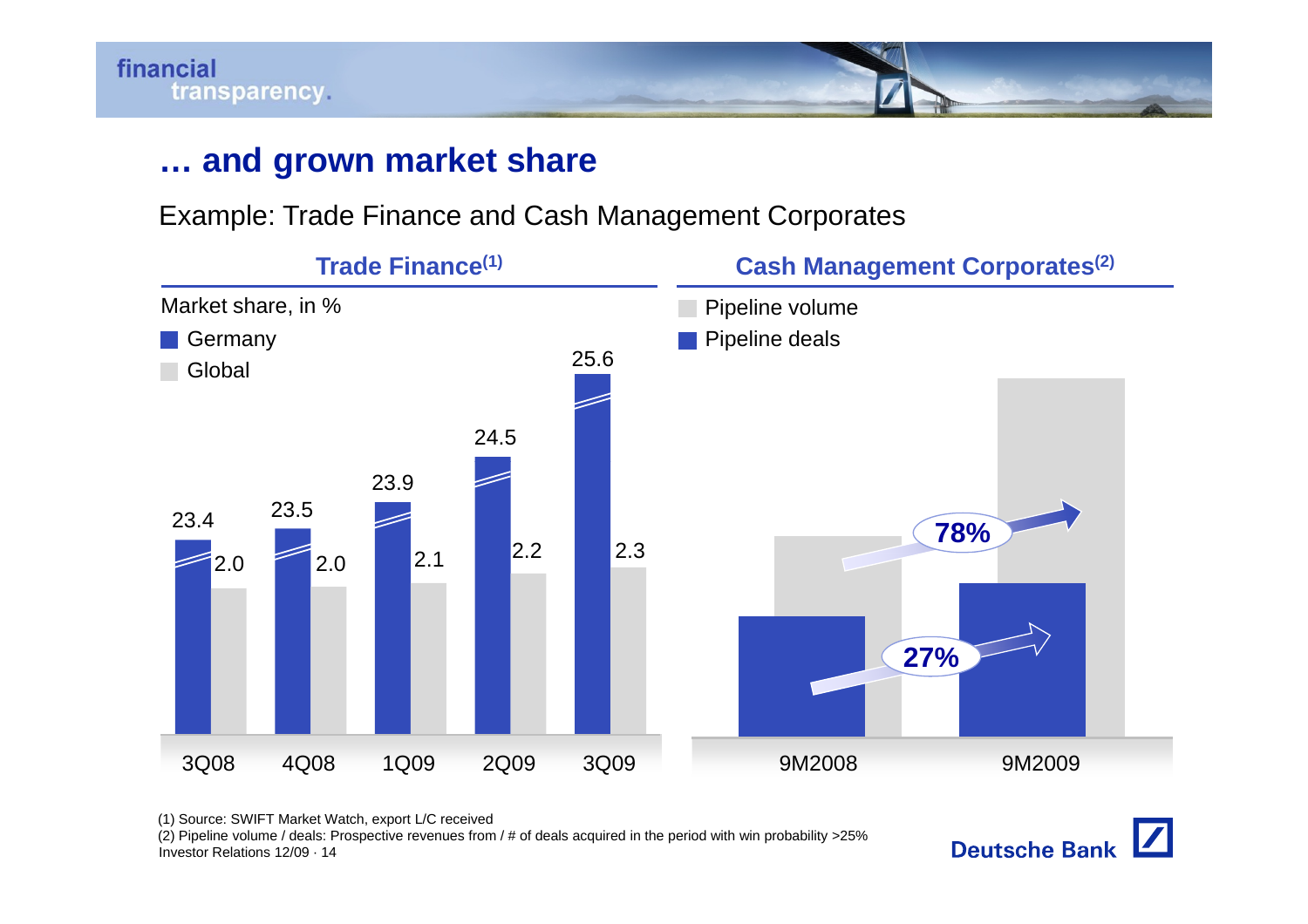# … and grown market share

Example: Trade Finance and Cash Management Corporates

## Trade Finance[1]

Market share, in %

| | 3Q08 | 4Q08 | 1Q09 | 2Q09 | 3Q09 |
|---|---|---|---|---|---|
| Germany | 23.4 | 23.5 | 23.9 | 24.5 | 25.6 |
| Global | 2.0 | 2.0 | 2.1 | 2.2 | 2.3 |

## Cash Management Corporates[2]

| | 9M2008 | 9M2009 | Growth |
|---|---|---|---|
| Pipeline volume | | | 78% |
| Pipeline deals | | | 27% |

(1) Source: SWIFT Market Watch, export L/C received
(2) Pipeline volume / deals: Prospective revenues from / # of deals acquired in the period with win probability >25%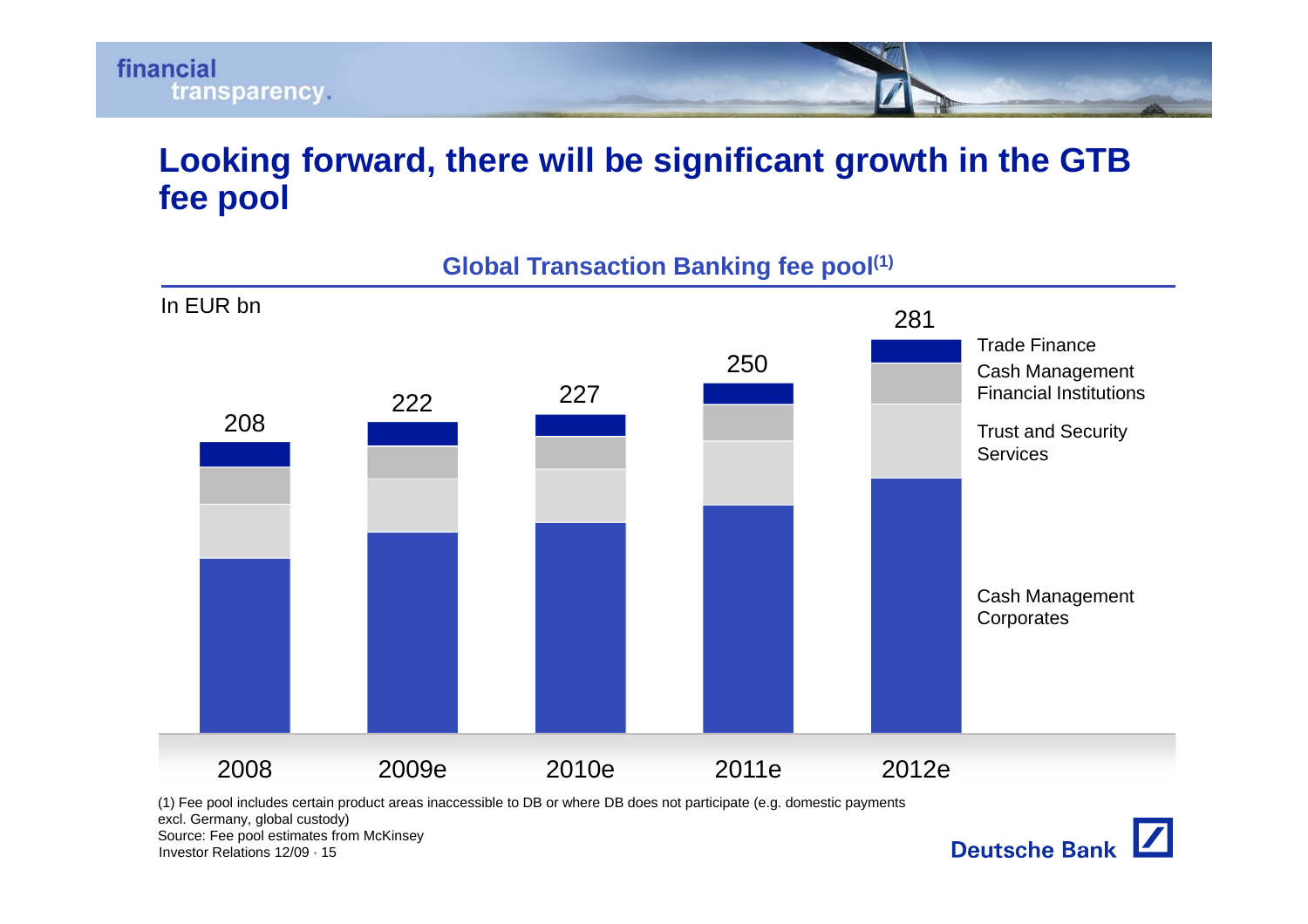# Looking forward, there will be significant growth in the GTB fee pool

**Global Transaction Banking fee pool(1)**

In EUR bn

| | 2008 | 2009e | 2010e | 2011e | 2012e |
|---|---|---|---|---|---|
| Total | 208 | 222 | 227 | 250 | 281 |

Segments (top to bottom): Trade Finance; Cash Management Financial Institutions; Trust and Security Services; Cash Management Corporates

(1) Fee pool includes certain product areas inaccessible to DB or where DB does not participate (e.g. domestic payments excl. Germany, global custody)

Source: Fee pool estimates from McKinsey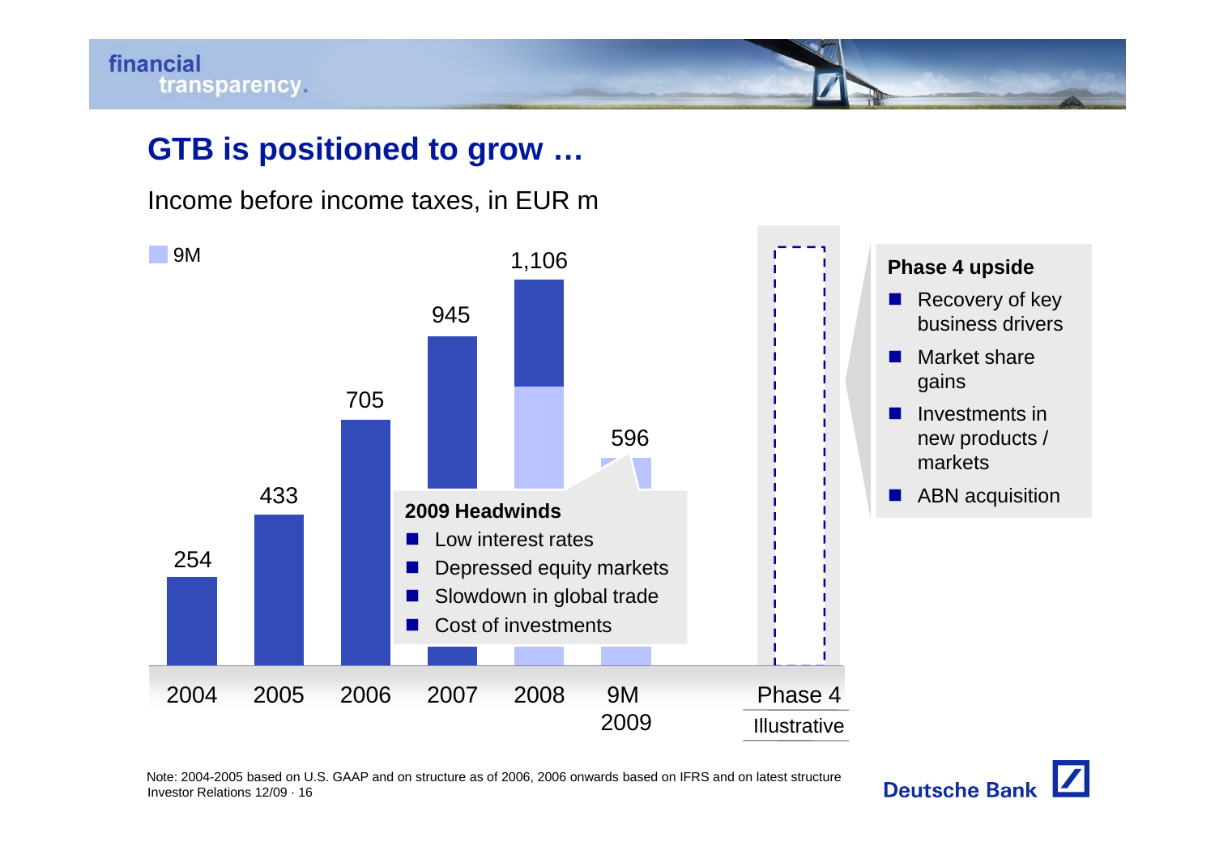# GTB is positioned to grow …

Income before income taxes, in EUR m

| | 2004 | 2005 | 2006 | 2007 | 2008 | 9M 2009 | Phase 4 (Illustrative) |
|---|---|---|---|---|---|---|---|
| Income before income taxes | 254 | 433 | 705 | 945 | 1,106 | 596 | |

9M

**2009 Headwinds**

- Low interest rates
- Depressed equity markets
- Slowdown in global trade
- Cost of investments

**Phase 4 upside**

- Recovery of key business drivers
- Market share gains
- Investments in new products / markets
- ABN acquisition

Note: 2004-2005 based on U.S. GAAP and on structure as of 2006, 2006 onwards based on IFRS and on latest structure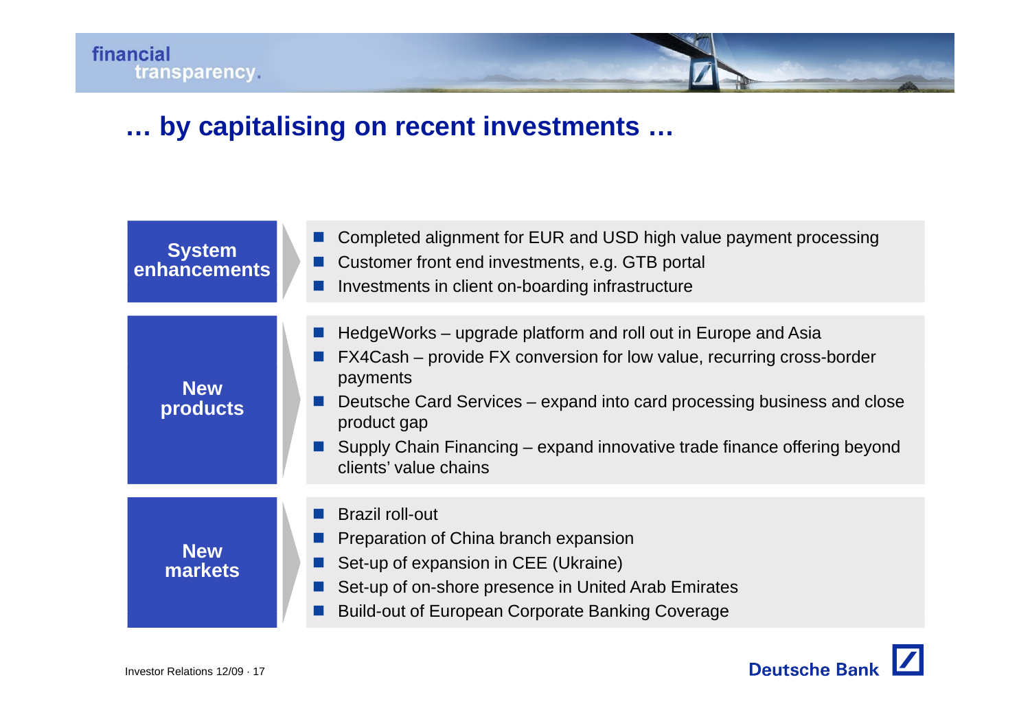# … by capitalising on recent investments …

**System enhancements**

- Completed alignment for EUR and USD high value payment processing
- Customer front end investments, e.g. GTB portal
- Investments in client on-boarding infrastructure

**New products**

- HedgeWorks – upgrade platform and roll out in Europe and Asia
- FX4Cash – provide FX conversion for low value, recurring cross-border payments
- Deutsche Card Services – expand into card processing business and close product gap
- Supply Chain Financing – expand innovative trade finance offering beyond clients' value chains

**New markets**

- Brazil roll-out
- Preparation of China branch expansion
- Set-up of expansion in CEE (Ukraine)
- Set-up of on-shore presence in United Arab Emirates
- Build-out of European Corporate Banking Coverage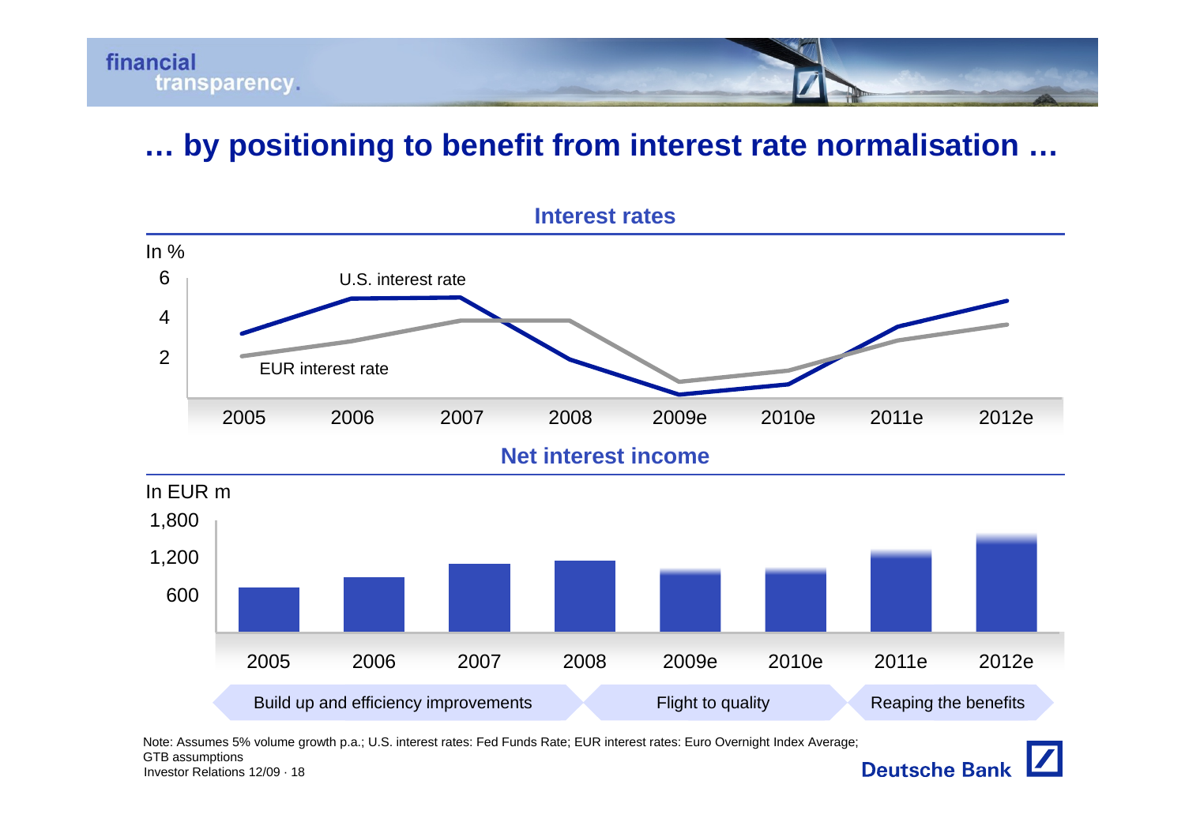# … by positioning to benefit from interest rate normalisation …

## Interest rates

In %

6

4

2

U.S. interest rate

EUR interest rate

2005 | 2006 | 2007 | 2008 | 2009e | 2010e | 2011e | 2012e

## Net interest income

In EUR m

1,800

1,200

600

2005 | 2006 | 2007 | 2008 | 2009e | 2010e | 2011e | 2012e

Build up and efficiency improvements | Flight to quality | Reaping the benefits

Note: Assumes 5% volume growth p.a.; U.S. interest rates: Fed Funds Rate; EUR interest rates: Euro Overnight Index Average; GTB assumptions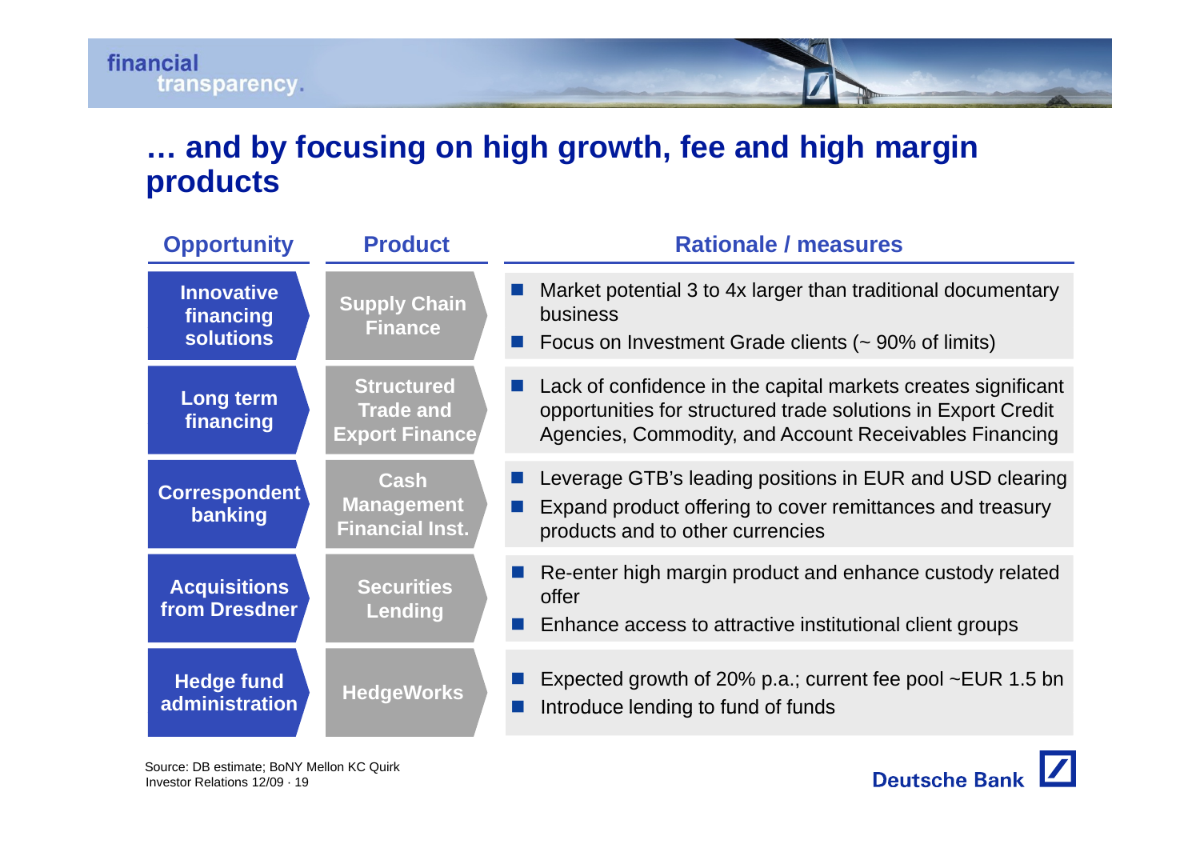# … and by focusing on high growth, fee and high margin products

| Opportunity | Product | Rationale / measures |
|---|---|---|
| Innovative financing solutions | Supply Chain Finance | ■ Market potential 3 to 4x larger than traditional documentary business<br>■ Focus on Investment Grade clients (~ 90% of limits) |
| Long term financing | Structured Trade and Export Finance | ■ Lack of confidence in the capital markets creates significant opportunities for structured trade solutions in Export Credit Agencies, Commodity, and Account Receivables Financing |
| Correspondent banking | Cash Management Financial Inst. | ■ Leverage GTB's leading positions in EUR and USD clearing<br>■ Expand product offering to cover remittances and treasury products and to other currencies |
| Acquisitions from Dresdner | Securities Lending | ■ Re-enter high margin product and enhance custody related offer<br>■ Enhance access to attractive institutional client groups |
| Hedge fund administration | HedgeWorks | ■ Expected growth of 20% p.a.; current fee pool ~EUR 1.5 bn<br>■ Introduce lending to fund of funds |

Source: DB estimate; BoNY Mellon KC Quirk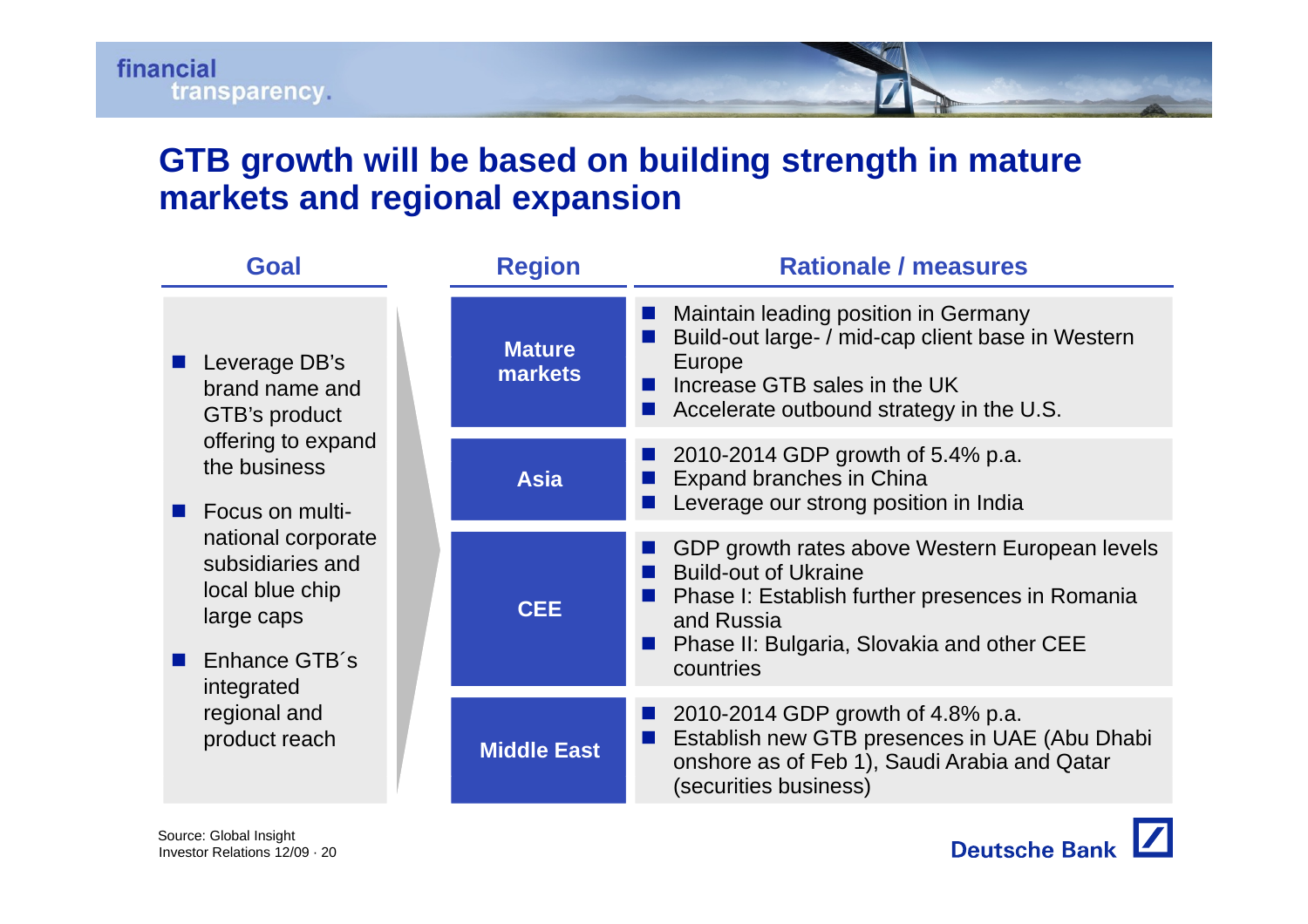# GTB growth will be based on building strength in mature markets and regional expansion

| Goal | Region | Rationale / measures |
|---|---|---|
| ■ Leverage DB's brand name and GTB's product offering to expand the business<br>■ Focus on multi-national corporate subsidiaries and local blue chip large caps<br>■ Enhance GTB´s integrated regional and product reach | **Mature markets** | ■ Maintain leading position in Germany<br>■ Build-out large- / mid-cap client base in Western Europe<br>■ Increase GTB sales in the UK<br>■ Accelerate outbound strategy in the U.S. |
| | **Asia** | ■ 2010-2014 GDP growth of 5.4% p.a.<br>■ Expand branches in China<br>■ Leverage our strong position in India |
| | **CEE** | ■ GDP growth rates above Western European levels<br>■ Build-out of Ukraine<br>■ Phase I: Establish further presences in Romania and Russia<br>■ Phase II: Bulgaria, Slovakia and other CEE countries |
| | **Middle East** | ■ 2010-2014 GDP growth of 4.8% p.a.<br>■ Establish new GTB presences in UAE (Abu Dhabi onshore as of Feb 1), Saudi Arabia and Qatar (securities business) |

Source: Global Insight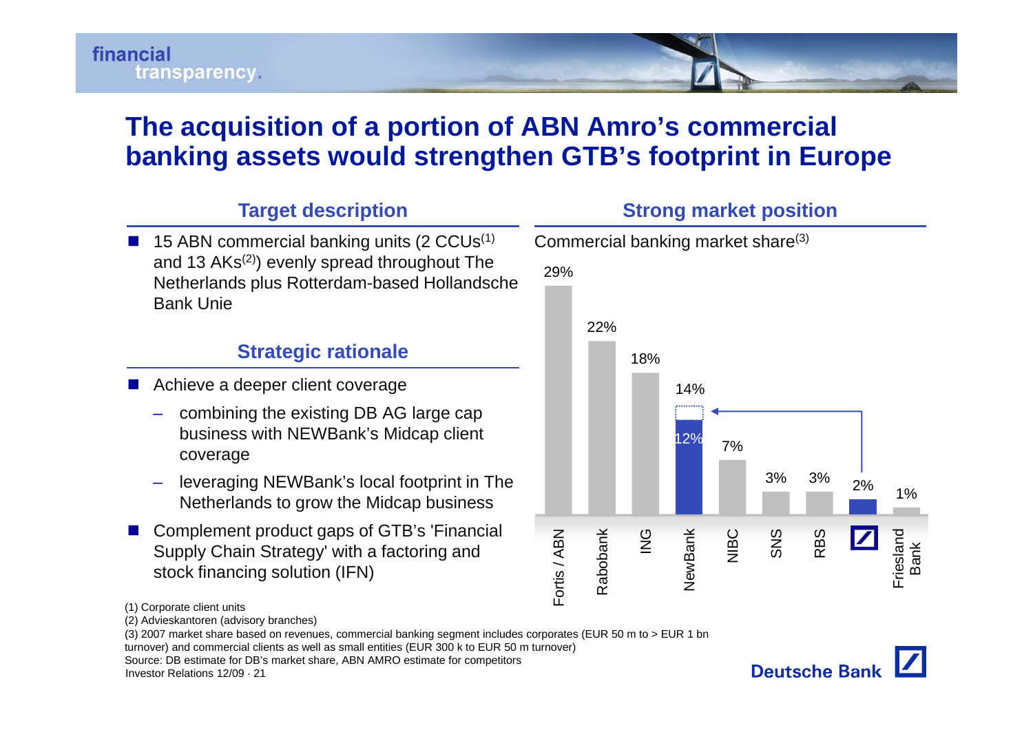# The acquisition of a portion of ABN Amro's commercial banking assets would strengthen GTB's footprint in Europe

## Target description

- 15 ABN commercial banking units (2 CCUs[1] and 13 AKs[2]) evenly spread throughout The Netherlands plus Rotterdam-based Hollandsche Bank Unie

## Strategic rationale

- Achieve a deeper client coverage
  - combining the existing DB AG large cap business with NEWBank's Midcap client coverage
  - leveraging NEWBank's local footprint in The Netherlands to grow the Midcap business
- Complement product gaps of GTB's 'Financial Supply Chain Strategy' with a factoring and stock financing solution (IFN)

## Strong market position

Commercial banking market share[3]

| Bank | Market share |
|---|---|
| Fortis / ABN | 29% |
| Rabobank | 22% |
| ING | 18% |
| NewBank | 12% (14% incl. Deutsche Bank) |
| NIBC | 7% |
| SNS | 3% |
| RBS | 3% |
| Deutsche Bank | 2% |
| Friesland Bank | 1% |

(1) Corporate client units

(2) Advieskantoren (advisory branches)

(3) 2007 market share based on revenues, commercial banking segment includes corporates (EUR 50 m to > EUR 1 bn turnover) and commercial clients as well as small entities (EUR 300 k to EUR 50 m turnover)

Source: DB estimate for DB's market share, ABN AMRO estimate for competitors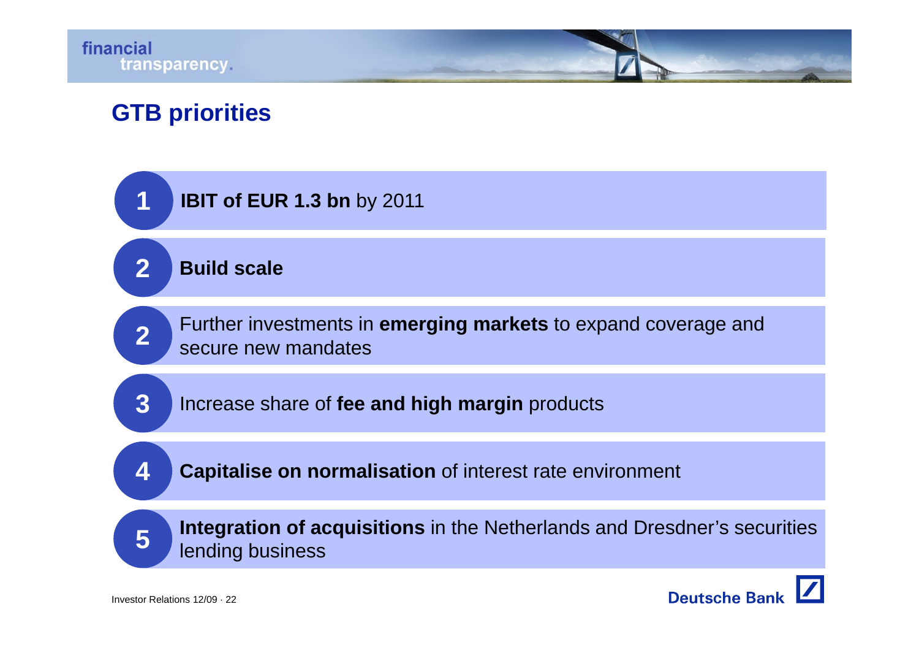# GTB priorities

1. **IBIT of EUR 1.3 bn** by 2011
2. **Build scale**
2. Further investments in **emerging markets** to expand coverage and secure new mandates
3. Increase share of **fee and high margin** products
4. **Capitalise on normalisation** of interest rate environment
5. **Integration of acquisitions** in the Netherlands and Dresdner's securities lending business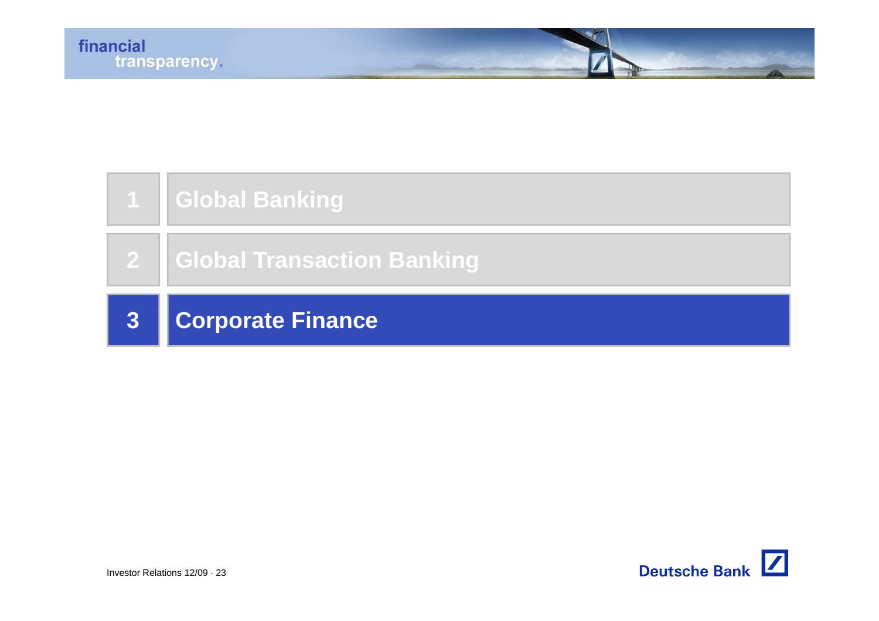1. Global Banking
2. Global Transaction Banking
3. **Corporate Finance**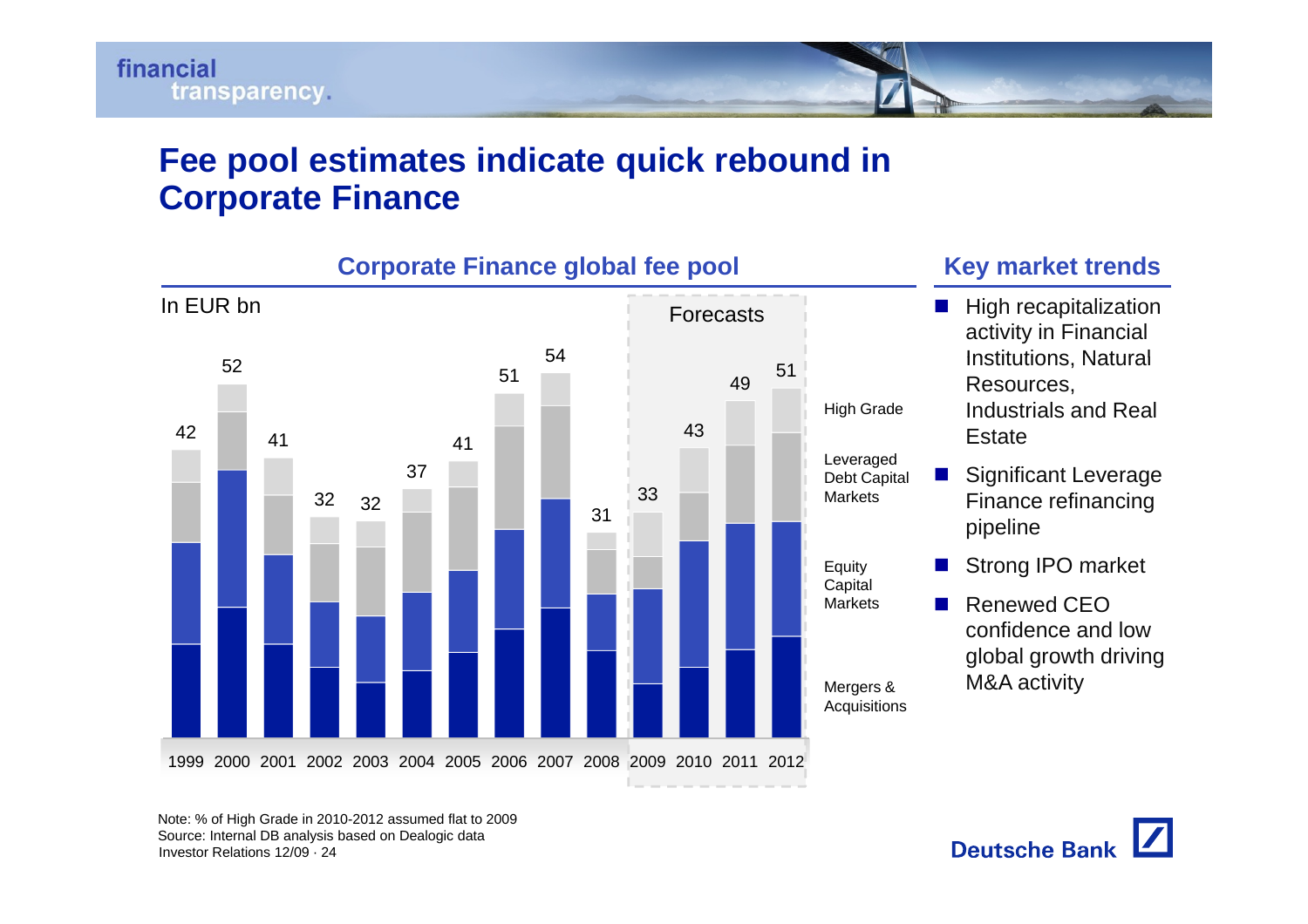# Fee pool estimates indicate quick rebound in Corporate Finance

## Corporate Finance global fee pool

In EUR bn

| | 1999 | 2000 | 2001 | 2002 | 2003 | 2004 | 2005 | 2006 | 2007 | 2008 | 2009 | 2010 | 2011 | 2012 |
|---|---|---|---|---|---|---|---|---|---|---|---|---|---|---|
| Total | 42 | 52 | 41 | 32 | 32 | 37 | 41 | 51 | 54 | 31 | 33 | 43 | 49 | 51 |

Forecasts: 2009–2012

Segments: High Grade; Leveraged Debt Capital Markets; Equity Capital Markets; Mergers & Acquisitions

## Key market trends

- High recapitalization activity in Financial Institutions, Natural Resources, Industrials and Real Estate
- Significant Leverage Finance refinancing pipeline
- Strong IPO market
- Renewed CEO confidence and low global growth driving M&A activity

Note: % of High Grade in 2010-2012 assumed flat to 2009

Source: Internal DB analysis based on Dealogic data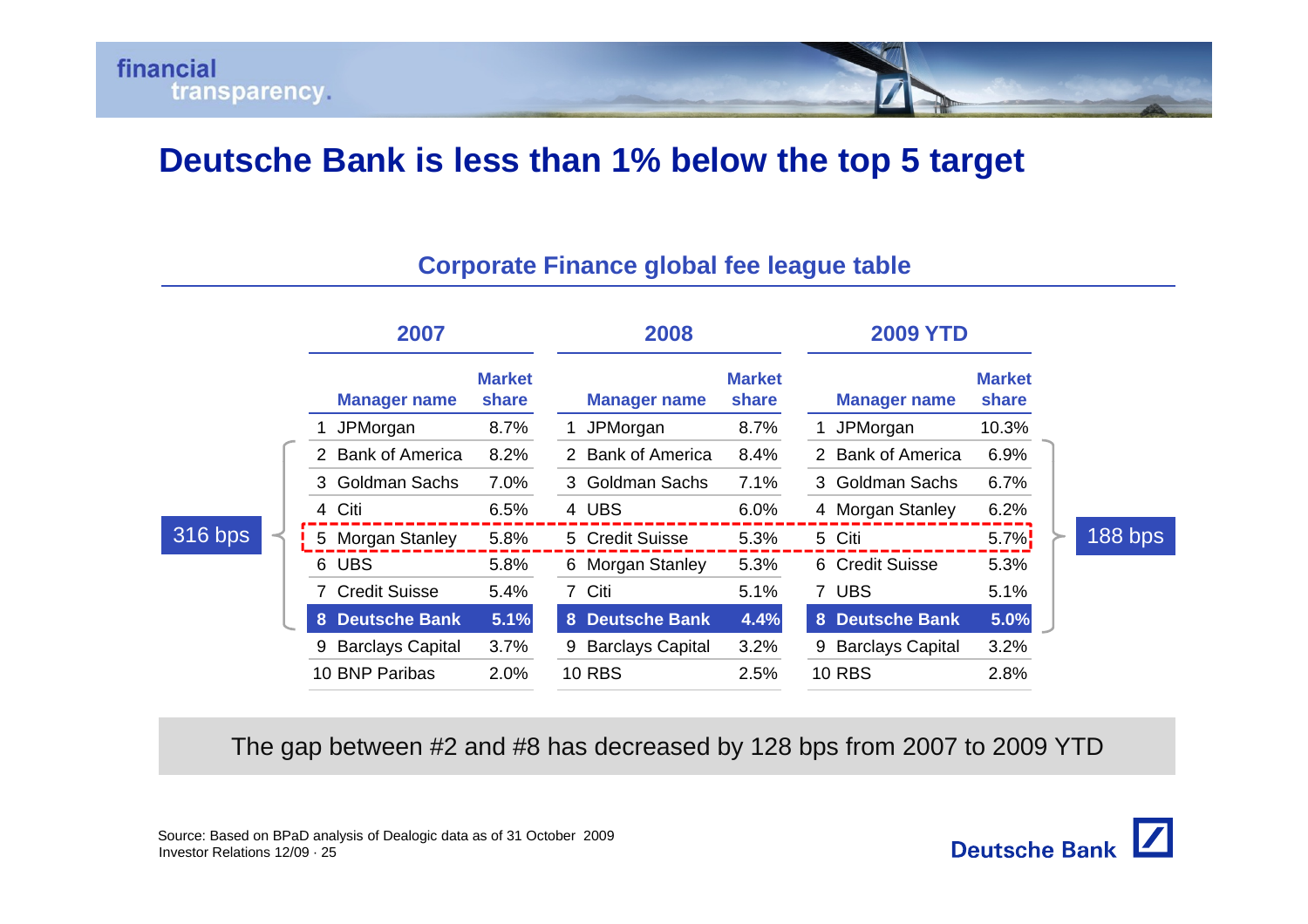# Deutsche Bank is less than 1% below the top 5 target

## Corporate Finance global fee league table

| 2007 | | | 2008 | | | 2009 YTD | | |
|---|---|---|---|---|---|---|---|---|
| | Manager name | Market share | | Manager name | Market share | | Manager name | Market share |
| 1 | JPMorgan | 8.7% | 1 | JPMorgan | 8.7% | 1 | JPMorgan | 10.3% |
| 2 | Bank of America | 8.2% | 2 | Bank of America | 8.4% | 2 | Bank of America | 6.9% |
| 3 | Goldman Sachs | 7.0% | 3 | Goldman Sachs | 7.1% | 3 | Goldman Sachs | 6.7% |
| 4 | Citi | 6.5% | 4 | UBS | 6.0% | 4 | Morgan Stanley | 6.2% |
| 5 | Morgan Stanley | 5.8% | 5 | Credit Suisse | 5.3% | 5 | Citi | 5.7% |
| 6 | UBS | 5.8% | 6 | Morgan Stanley | 5.3% | 6 | Credit Suisse | 5.3% |
| 7 | Credit Suisse | 5.4% | 7 | Citi | 5.1% | 7 | UBS | 5.1% |
| **8** | **Deutsche Bank** | **5.1%** | **8** | **Deutsche Bank** | **4.4%** | **8** | **Deutsche Bank** | **5.0%** |
| 9 | Barclays Capital | 3.7% | 9 | Barclays Capital | 3.2% | 9 | Barclays Capital | 3.2% |
| 10 | BNP Paribas | 2.0% | 10 | RBS | 2.5% | 10 | RBS | 2.8% |

2007: 316 bps (gap between #2 and #8)

2009 YTD: 188 bps (gap between #2 and #8)

The gap between #2 and #8 has decreased by 128 bps from 2007 to 2009 YTD

Source: Based on BPaD analysis of Dealogic data as of 31 October 2009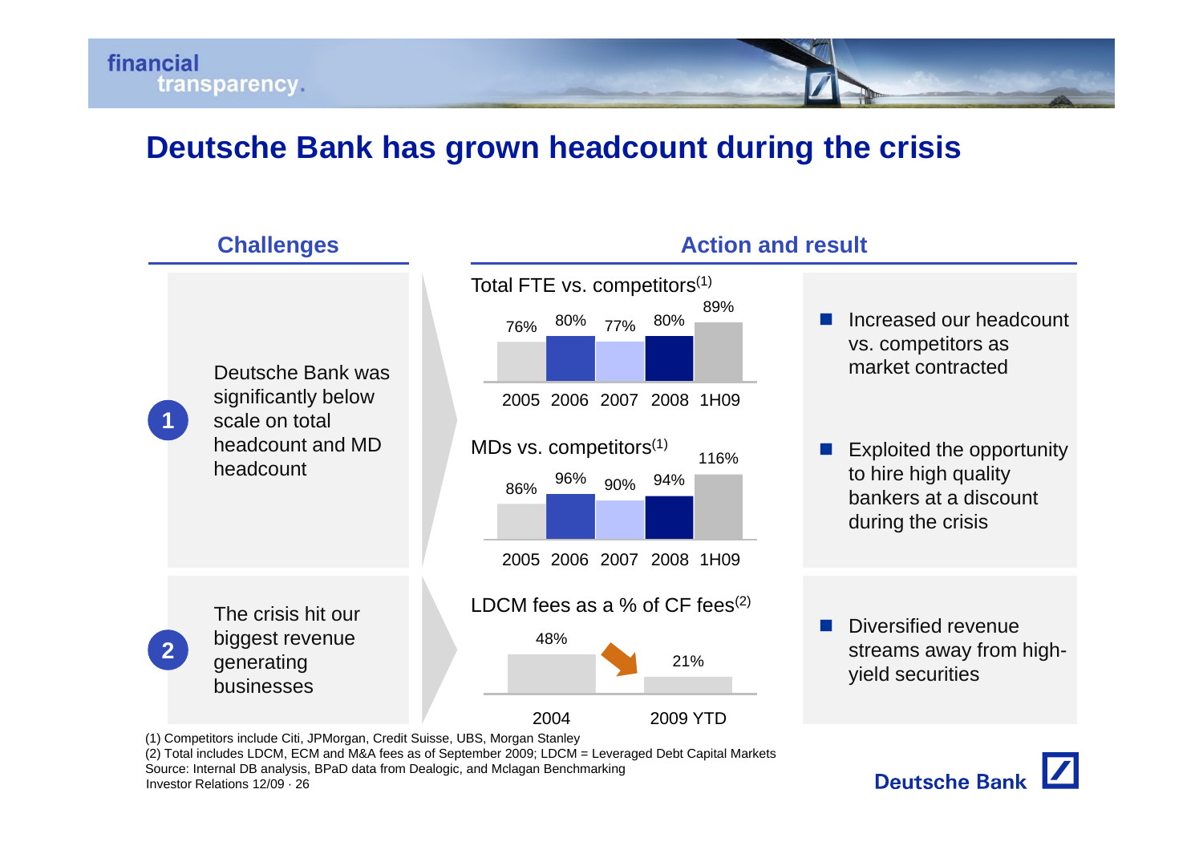# Deutsche Bank has grown headcount during the crisis

## Challenges

**1** Deutsche Bank was significantly below scale on total headcount and MD headcount

**2** The crisis hit our biggest revenue generating businesses

## Action and result

Total FTE vs. competitors[1]

| 2005 | 2006 | 2007 | 2008 | 1H09 |
|---|---|---|---|---|
| 76% | 80% | 77% | 80% | 89% |

MDs vs. competitors[1]

| 2005 | 2006 | 2007 | 2008 | 1H09 |
|---|---|---|---|---|
| 86% | 96% | 90% | 94% | 116% |

- Increased our headcount vs. competitors as market contracted
- Exploited the opportunity to hire high quality bankers at a discount during the crisis

LDCM fees as a % of CF fees[2]

| 2004 | 2009 YTD |
|---|---|
| 48% | 21% |

- Diversified revenue streams away from high-yield securities

(1) Competitors include Citi, JPMorgan, Credit Suisse, UBS, Morgan Stanley
(2) Total includes LDCM, ECM and M&A fees as of September 2009; LDCM = Leveraged Debt Capital Markets
Source: Internal DB analysis, BPaD data from Dealogic, and Mclagan Benchmarking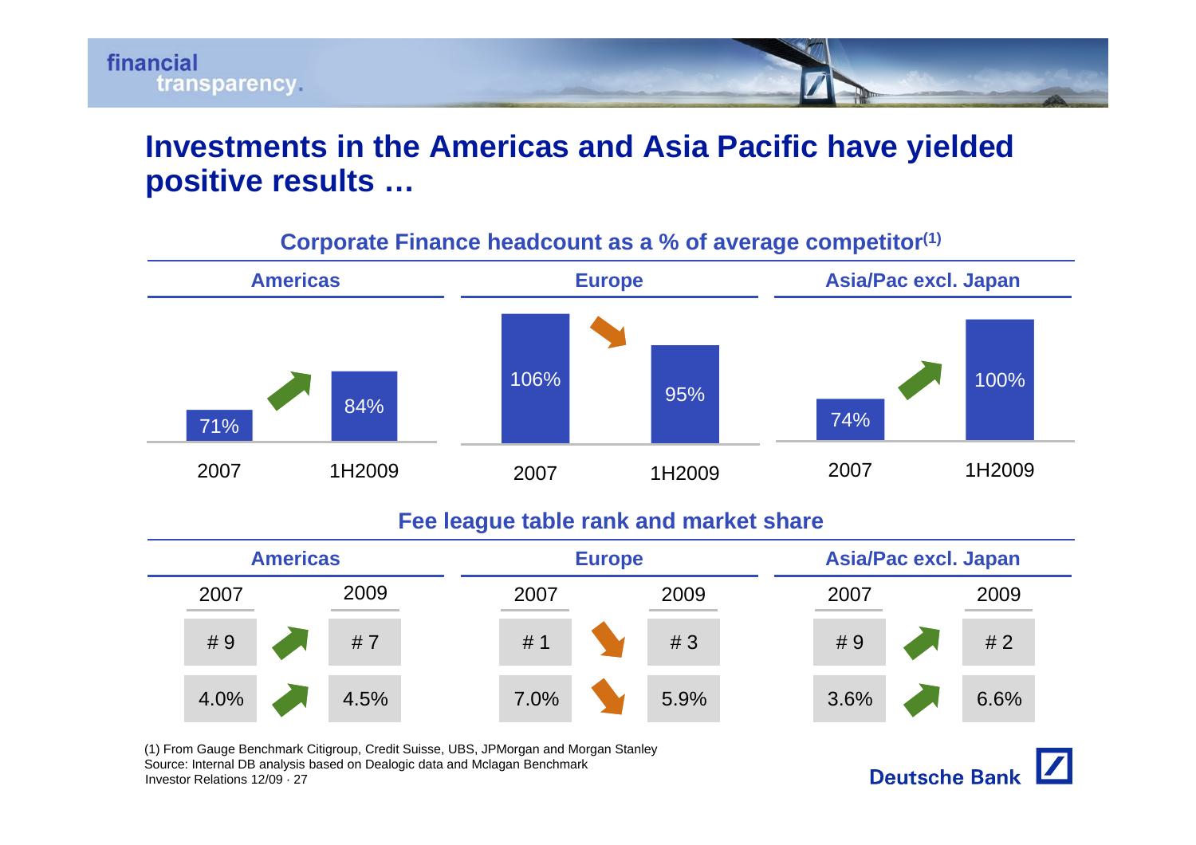# Investments in the Americas and Asia Pacific have yielded positive results …

## Corporate Finance headcount as a % of average competitor[1]

| | 2007 | 1H2009 |
|---|---|---|
| Americas | 71% | 84% |
| Europe | 106% | 95% |
| Asia/Pac excl. Japan | 74% | 100% |

## Fee league table rank and market share

| | Americas 2007 | Americas 2009 | Europe 2007 | Europe 2009 | Asia/Pac excl. Japan 2007 | Asia/Pac excl. Japan 2009 |
|---|---|---|---|---|---|---|
| Rank | # 9 | # 7 | # 1 | # 3 | # 9 | # 2 |
| Market share | 4.0% | 4.5% | 7.0% | 5.9% | 3.6% | 6.6% |

(1) From Gauge Benchmark Citigroup, Credit Suisse, UBS, JPMorgan and Morgan Stanley

Source: Internal DB analysis based on Dealogic data and Mclagan Benchmark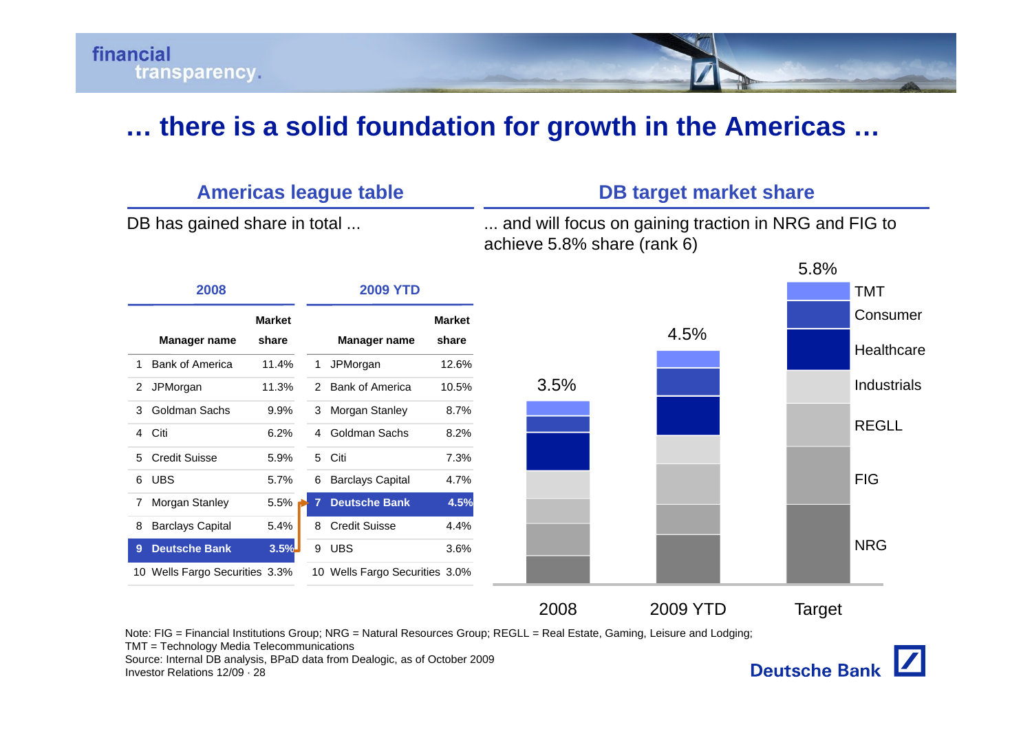# … there is a solid foundation for growth in the Americas …

## Americas league table

DB has gained share in total ...

| 2008 | | | 2009 YTD | | |
|---|---|---|---|---|---|
| | Manager name | Market share | | Manager name | Market share |
| 1 | Bank of America | 11.4% | 1 | JPMorgan | 12.6% |
| 2 | JPMorgan | 11.3% | 2 | Bank of America | 10.5% |
| 3 | Goldman Sachs | 9.9% | 3 | Morgan Stanley | 8.7% |
| 4 | Citi | 6.2% | 4 | Goldman Sachs | 8.2% |
| 5 | Credit Suisse | 5.9% | 5 | Citi | 7.3% |
| 6 | UBS | 5.7% | 6 | Barclays Capital | 4.7% |
| 7 | Morgan Stanley | 5.5% | **7** | **Deutsche Bank** | **4.5%** |
| 8 | Barclays Capital | 5.4% | 8 | Credit Suisse | 4.4% |
| **9** | **Deutsche Bank** | **3.5%** | 9 | UBS | 3.6% |
| 10 | Wells Fargo Securities | 3.3% | 10 | Wells Fargo Securities | 3.0% |

## DB target market share

... and will focus on gaining traction in NRG and FIG to achieve 5.8% share (rank 6)

| | 2008 | 2009 YTD | Target |
|---|---|---|---|
| Total market share | 3.5% | 4.5% | 5.8% |

Segments (stacked, top to bottom): TMT, Consumer, Healthcare, Industrials, REGLL, FIG, NRG

Note: FIG = Financial Institutions Group; NRG = Natural Resources Group; REGLL = Real Estate, Gaming, Leisure and Lodging; TMT = Technology Media Telecommunications

Source: Internal DB analysis, BPaD data from Dealogic, as of October 2009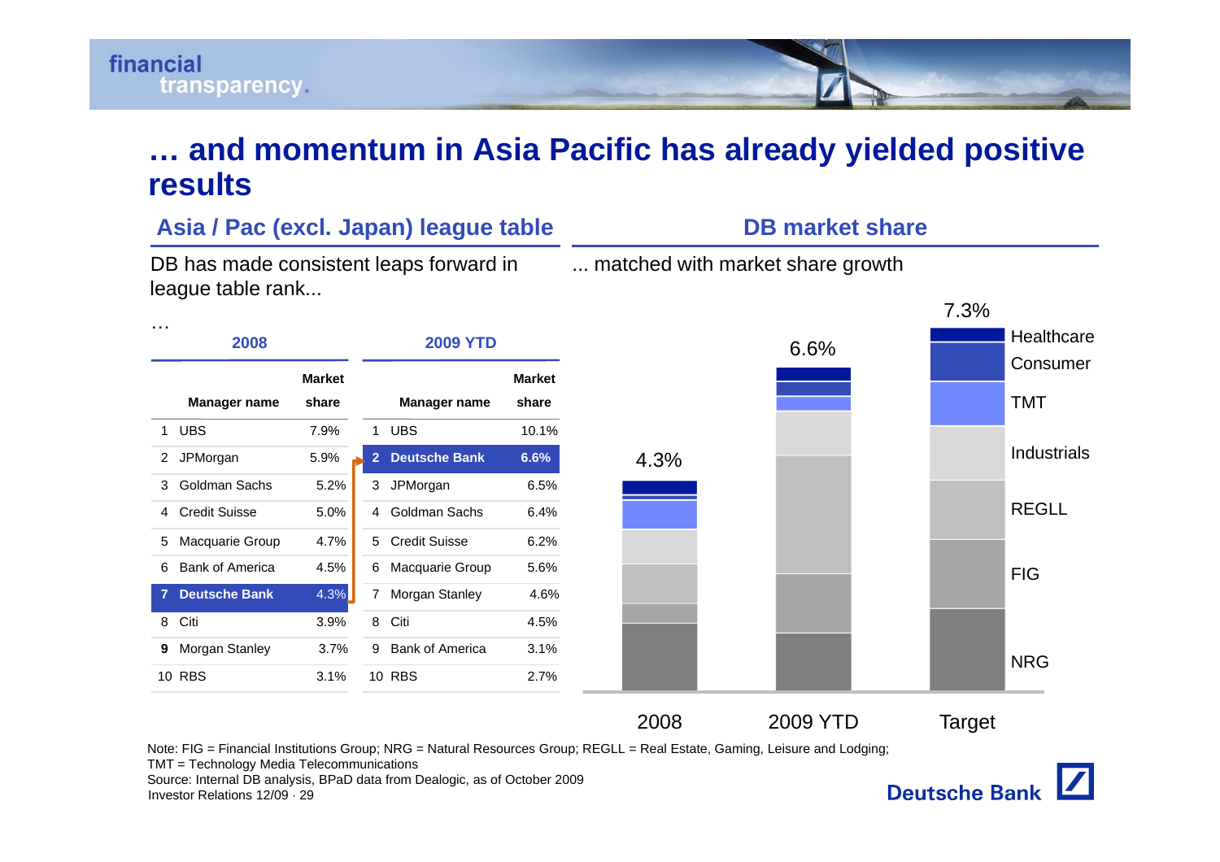# … and momentum in Asia Pacific has already yielded positive results

## Asia / Pac (excl. Japan) league table

DB has made consistent leaps forward in league table rank...

…

| 2008 | | | 2009 YTD | | |
|---|---|---|---|---|---|
| | Manager name | Market share | | Manager name | Market share |
| 1 | UBS | 7.9% | 1 | UBS | 10.1% |
| 2 | JPMorgan | 5.9% | **2** | **Deutsche Bank** | **6.6%** |
| 3 | Goldman Sachs | 5.2% | 3 | JPMorgan | 6.5% |
| 4 | Credit Suisse | 5.0% | 4 | Goldman Sachs | 6.4% |
| 5 | Macquarie Group | 4.7% | 5 | Credit Suisse | 6.2% |
| 6 | Bank of America | 4.5% | 6 | Macquarie Group | 5.6% |
| **7** | **Deutsche Bank** | **4.3%** | 7 | Morgan Stanley | 4.6% |
| 8 | Citi | 3.9% | 8 | Citi | 4.5% |
| 9 | Morgan Stanley | 3.7% | 9 | Bank of America | 3.1% |
| 10 | RBS | 3.1% | 10 | RBS | 2.7% |

## DB market share

... matched with market share growth

| | 2008 | 2009 YTD | Target |
|---|---|---|---|
| DB market share | 4.3% | 6.6% | 7.3% |

Segments: Healthcare, Consumer, TMT, Industrials, REGLL, FIG, NRG

Note: FIG = Financial Institutions Group; NRG = Natural Resources Group; REGLL = Real Estate, Gaming, Leisure and Lodging; TMT = Technology Media Telecommunications

Source: Internal DB analysis, BPaD data from Dealogic, as of October 2009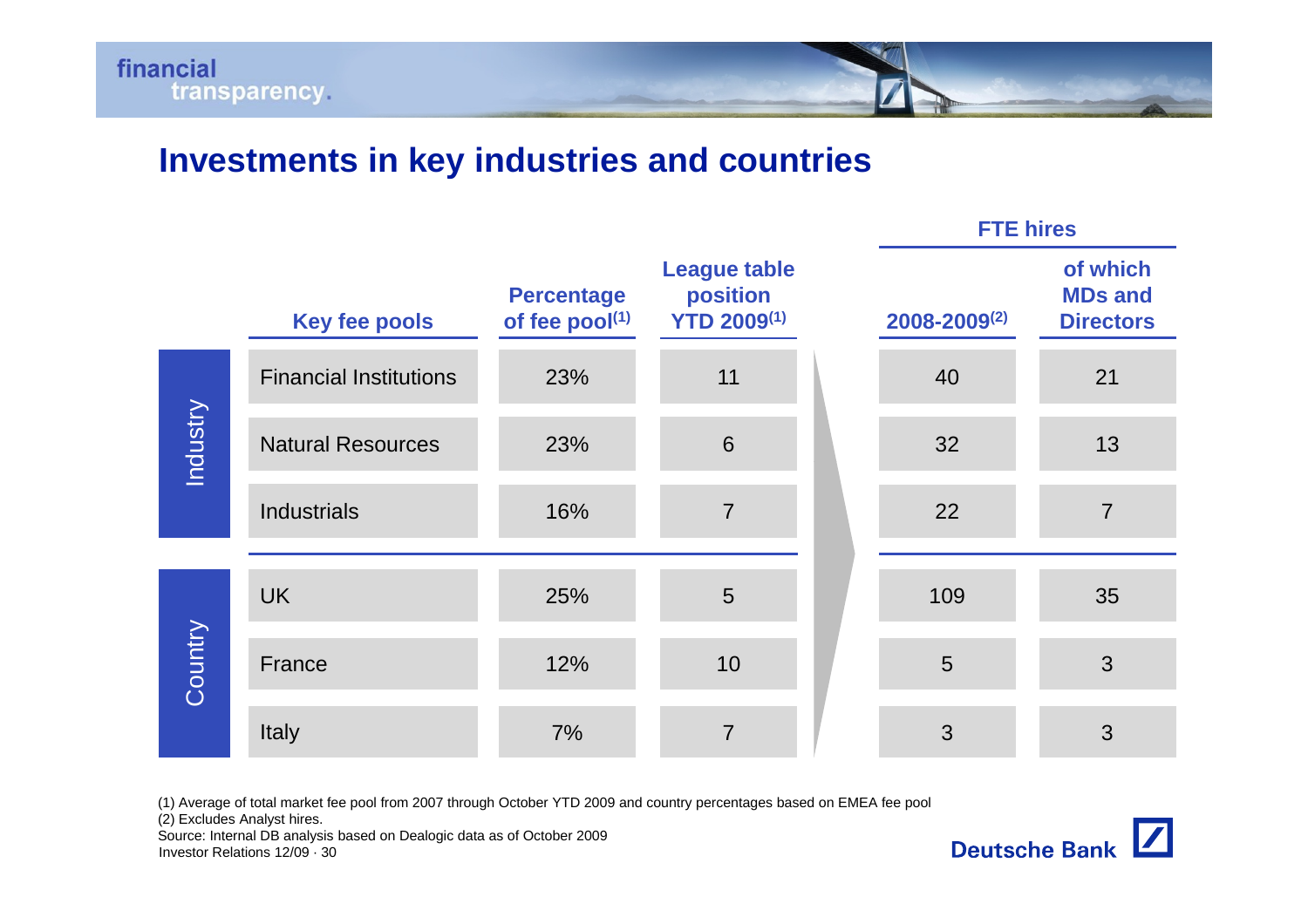## Investments in key industries and countries

| | Key fee pools | Percentage of fee pool[1] | League table position YTD 2009[1] | FTE hires 2008-2009[2] | FTE hires: of which MDs and Directors |
|---|---|---|---|---|---|
| Industry | Financial Institutions | 23% | 11 | 40 | 21 |
| Industry | Natural Resources | 23% | 6 | 32 | 13 |
| Industry | Industrials | 16% | 7 | 22 | 7 |
| Country | UK | 25% | 5 | 109 | 35 |
| Country | France | 12% | 10 | 5 | 3 |
| Country | Italy | 7% | 7 | 3 | 3 |

(1) Average of total market fee pool from 2007 through October YTD 2009 and country percentages based on EMEA fee pool
(2) Excludes Analyst hires.
Source: Internal DB analysis based on Dealogic data as of October 2009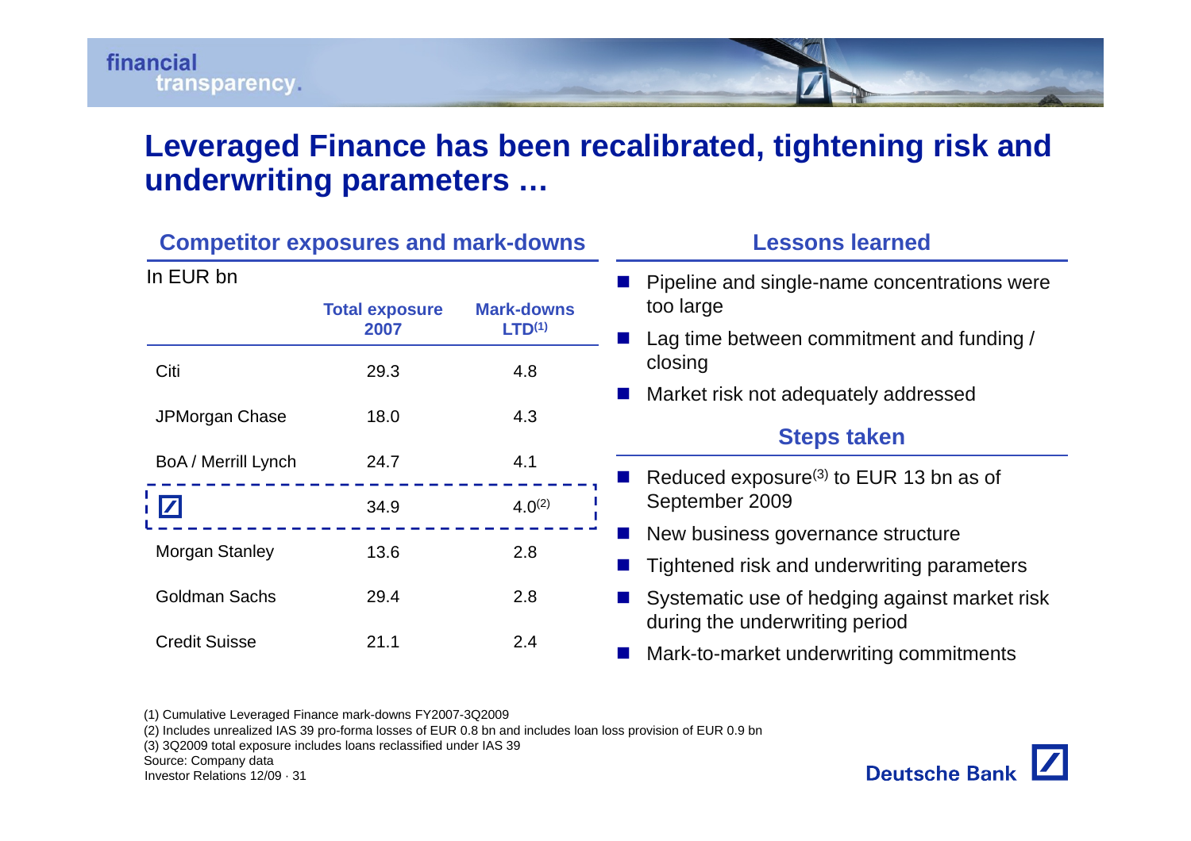# Leveraged Finance has been recalibrated, tightening risk and underwriting parameters …

## Competitor exposures and mark-downs

In EUR bn

| | Total exposure 2007 | Mark-downs LTD[1] |
|---|---|---|
| Citi | 29.3 | 4.8 |
| JPMorgan Chase | 18.0 | 4.3 |
| BoA / Merrill Lynch | 24.7 | 4.1 |
| Deutsche Bank | 34.9 | 4.0[2] |
| Morgan Stanley | 13.6 | 2.8 |
| Goldman Sachs | 29.4 | 2.8 |
| Credit Suisse | 21.1 | 2.4 |

## Lessons learned

- Pipeline and single-name concentrations were too large
- Lag time between commitment and funding / closing
- Market risk not adequately addressed

## Steps taken

- Reduced exposure[3] to EUR 13 bn as of September 2009
- New business governance structure
- Tightened risk and underwriting parameters
- Systematic use of hedging against market risk during the underwriting period
- Mark-to-market underwriting commitments

(1) Cumulative Leveraged Finance mark-downs FY2007-3Q2009
(2) Includes unrealized IAS 39 pro-forma losses of EUR 0.8 bn and includes loan loss provision of EUR 0.9 bn
(3) 3Q2009 total exposure includes loans reclassified under IAS 39
Source: Company data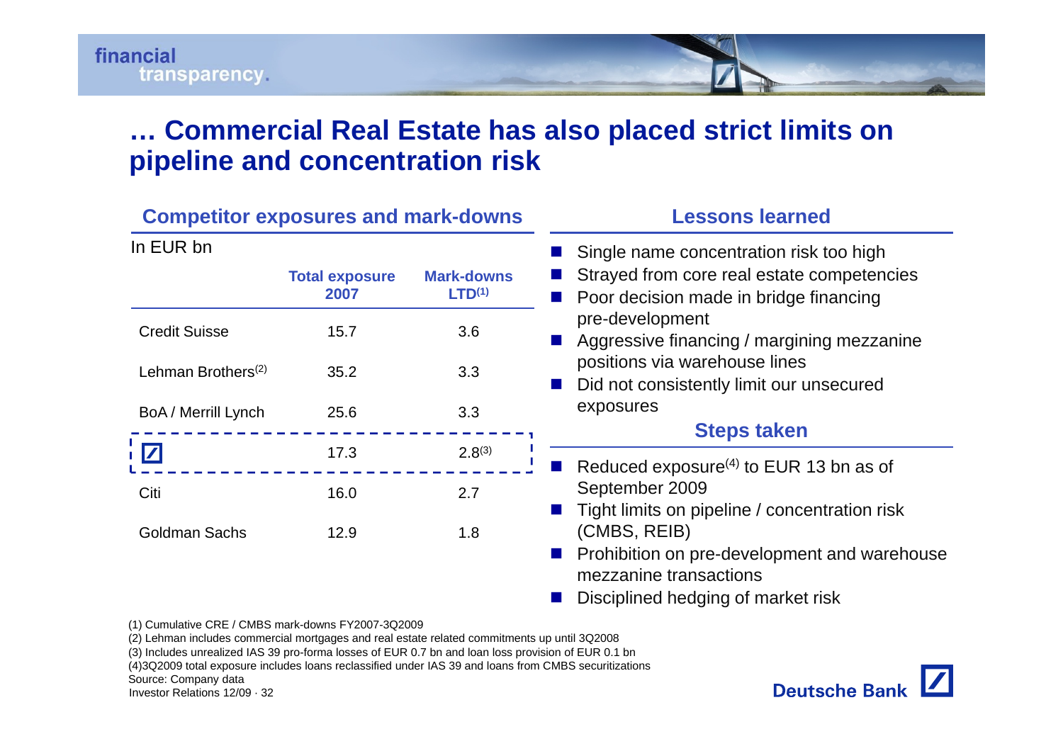# … Commercial Real Estate has also placed strict limits on pipeline and concentration risk

## Competitor exposures and mark-downs

In EUR bn

| | Total exposure 2007 | Mark-downs LTD[1] |
|---|---|---|
| Credit Suisse | 15.7 | 3.6 |
| Lehman Brothers[2] | 35.2 | 3.3 |
| BoA / Merrill Lynch | 25.6 | 3.3 |
| Deutsche Bank | 17.3 | 2.8[3] |
| Citi | 16.0 | 2.7 |
| Goldman Sachs | 12.9 | 1.8 |

## Lessons learned

- Single name concentration risk too high
- Strayed from core real estate competencies
- Poor decision made in bridge financing pre-development
- Aggressive financing / margining mezzanine positions via warehouse lines
- Did not consistently limit our unsecured exposures

## Steps taken

- Reduced exposure[4] to EUR 13 bn as of September 2009
- Tight limits on pipeline / concentration risk (CMBS, REIB)
- Prohibition on pre-development and warehouse mezzanine transactions
- Disciplined hedging of market risk

(1) Cumulative CRE / CMBS mark-downs FY2007-3Q2009
(2) Lehman includes commercial mortgages and real estate related commitments up until 3Q2008
(3) Includes unrealized IAS 39 pro-forma losses of EUR 0.7 bn and loan loss provision of EUR 0.1 bn
(4)3Q2009 total exposure includes loans reclassified under IAS 39 and loans from CMBS securitizations
Source: Company data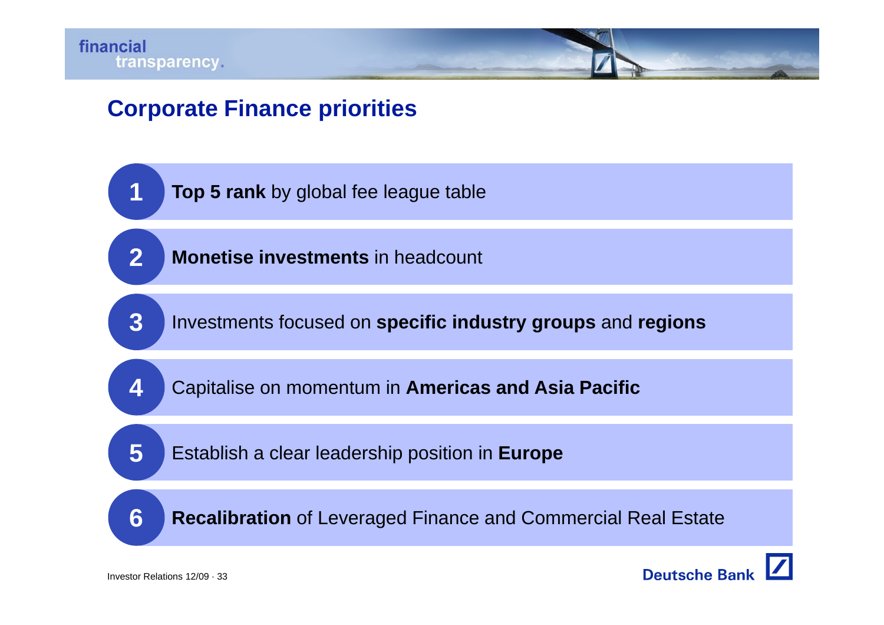# Corporate Finance priorities

1. **Top 5 rank** by global fee league table
2. **Monetise investments** in headcount
3. Investments focused on **specific industry groups** and **regions**
4. Capitalise on momentum in **Americas and Asia Pacific**
5. Establish a clear leadership position in **Europe**
6. **Recalibration** of Leveraged Finance and Commercial Real Estate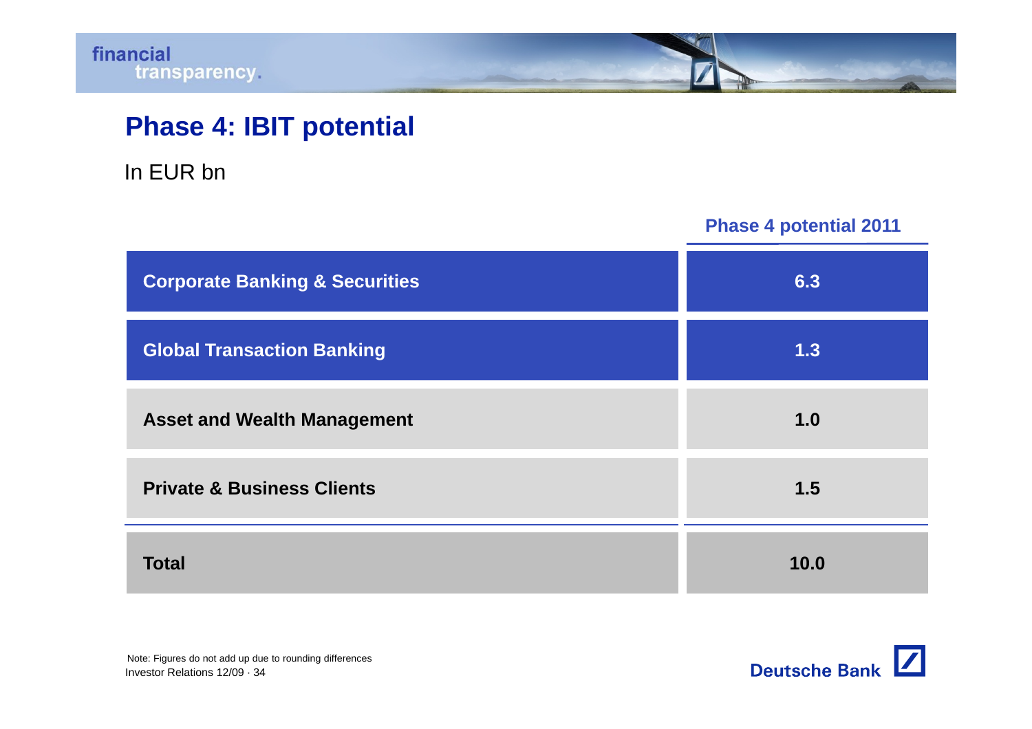# Phase 4: IBIT potential

In EUR bn

| | Phase 4 potential 2011 |
|---|---|
| **Corporate Banking & Securities** | **6.3** |
| **Global Transaction Banking** | **1.3** |
| **Asset and Wealth Management** | **1.0** |
| **Private & Business Clients** | **1.5** |
| **Total** | **10.0** |

Note: Figures do not add up due to rounding differences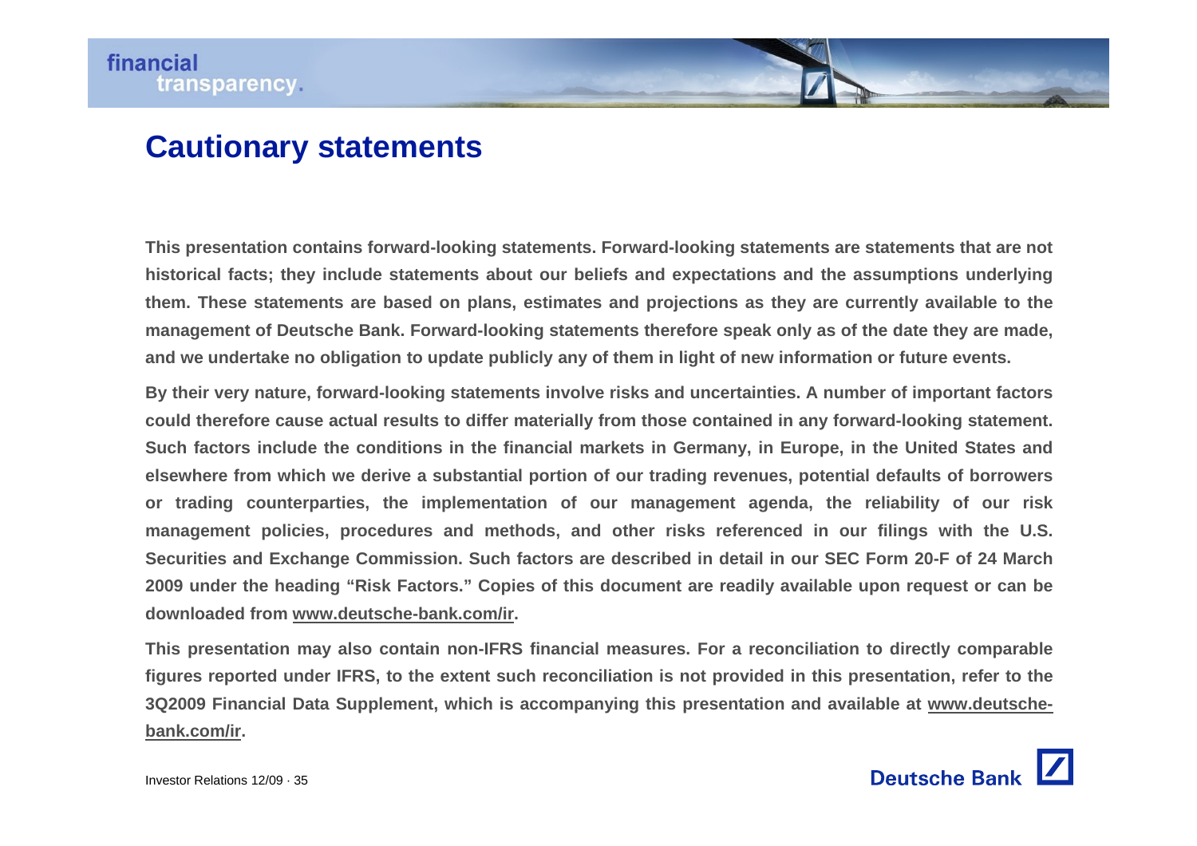# Cautionary statements

This presentation contains forward-looking statements. Forward-looking statements are statements that are not historical facts; they include statements about our beliefs and expectations and the assumptions underlying them. These statements are based on plans, estimates and projections as they are currently available to the management of Deutsche Bank. Forward-looking statements therefore speak only as of the date they are made, and we undertake no obligation to update publicly any of them in light of new information or future events.

By their very nature, forward-looking statements involve risks and uncertainties. A number of important factors could therefore cause actual results to differ materially from those contained in any forward-looking statement. Such factors include the conditions in the financial markets in Germany, in Europe, in the United States and elsewhere from which we derive a substantial portion of our trading revenues, potential defaults of borrowers or trading counterparties, the implementation of our management agenda, the reliability of our risk management policies, procedures and methods, and other risks referenced in our filings with the U.S. Securities and Exchange Commission. Such factors are described in detail in our SEC Form 20-F of 24 March 2009 under the heading "Risk Factors." Copies of this document are readily available upon request or can be downloaded from www.deutsche-bank.com/ir.

This presentation may also contain non-IFRS financial measures. For a reconciliation to directly comparable figures reported under IFRS, to the extent such reconciliation is not provided in this presentation, refer to the 3Q2009 Financial Data Supplement, which is accompanying this presentation and available at www.deutsche-bank.com/ir.